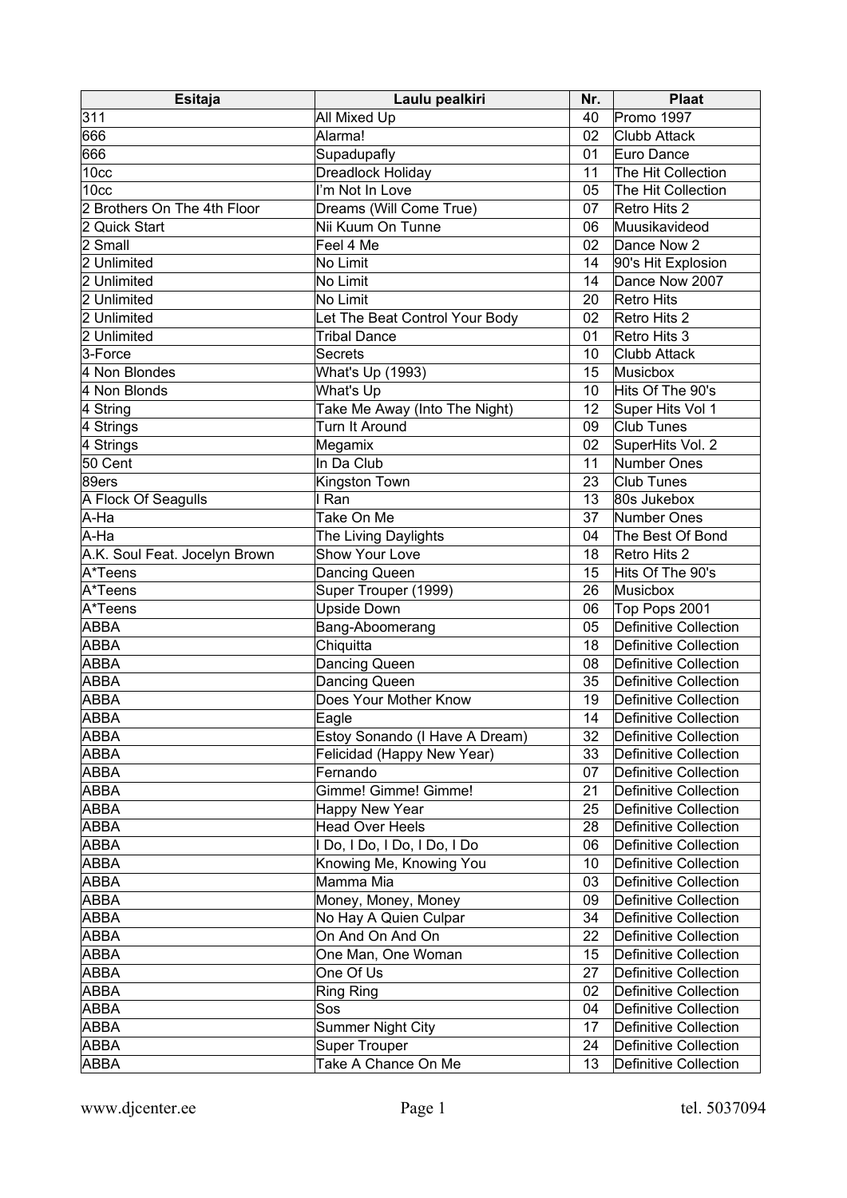| Esitaja | Laulu pealkiri | Nr. | Plaat |
|---|---|---|---|
| 311 | All Mixed Up | 40 | Promo 1997 |
| 666 | Alarma! | 02 | Clubb Attack |
| 666 | Supadupafly | 01 | Euro Dance |
| 10cc | Dreadlock Holiday | 11 | The Hit Collection |
| 10cc | I'm Not In Love | 05 | The Hit Collection |
| 2 Brothers On The 4th Floor | Dreams (Will Come True) | 07 | Retro Hits 2 |
| 2 Quick Start | Nii Kuum On Tunne | 06 | Muusikavideod |
| 2 Small | Feel 4 Me | 02 | Dance Now 2 |
| 2 Unlimited | No Limit | 14 | 90's Hit Explosion |
| 2 Unlimited | No Limit | 14 | Dance Now 2007 |
| 2 Unlimited | No Limit | 20 | Retro Hits |
| 2 Unlimited | Let The Beat Control Your Body | 02 | Retro Hits 2 |
| 2 Unlimited | Tribal Dance | 01 | Retro Hits 3 |
| 3-Force | Secrets | 10 | Clubb Attack |
| 4 Non Blondes | What's Up (1993) | 15 | Musicbox |
| 4 Non Blonds | What's Up | 10 | Hits Of The 90's |
| 4 String | Take Me Away (Into The Night) | 12 | Super Hits Vol 1 |
| 4 Strings | Turn It Around | 09 | Club Tunes |
| 4 Strings | Megamix | 02 | SuperHits Vol. 2 |
| 50 Cent | In Da Club | 11 | Number Ones |
| 89ers | Kingston Town | 23 | Club Tunes |
| A Flock Of Seagulls | I Ran | 13 | 80s Jukebox |
| A-Ha | Take On Me | 37 | Number Ones |
| A-Ha | The Living Daylights | 04 | The Best Of Bond |
| A.K. Soul Feat. Jocelyn Brown | Show Your Love | 18 | Retro Hits 2 |
| A*Teens | Dancing Queen | 15 | Hits Of The 90's |
| A*Teens | Super Trouper (1999) | 26 | Musicbox |
| A*Teens | Upside Down | 06 | Top Pops 2001 |
| ABBA | Bang-Aboomerang | 05 | Definitive Collection |
| ABBA | Chiquitta | 18 | Definitive Collection |
| ABBA | Dancing Queen | 08 | Definitive Collection |
| ABBA | Dancing Queen | 35 | Definitive Collection |
| ABBA | Does Your Mother Know | 19 | Definitive Collection |
| ABBA | Eagle | 14 | Definitive Collection |
| ABBA | Estoy Sonando (I Have A Dream) | 32 | Definitive Collection |
| ABBA | Felicidad (Happy New Year) | 33 | Definitive Collection |
| ABBA | Fernando | 07 | Definitive Collection |
| ABBA | Gimme! Gimme! Gimme! | 21 | Definitive Collection |
| ABBA | Happy New Year | 25 | Definitive Collection |
| ABBA | Head Over Heels | 28 | Definitive Collection |
| ABBA | I Do, I Do, I Do, I Do, I Do | 06 | Definitive Collection |
| ABBA | Knowing Me, Knowing You | 10 | Definitive Collection |
| ABBA | Mamma Mia | 03 | Definitive Collection |
| ABBA | Money, Money, Money | 09 | Definitive Collection |
| ABBA | No Hay A Quien Culpar | 34 | Definitive Collection |
| ABBA | On And On And On | 22 | Definitive Collection |
| ABBA | One Man, One Woman | 15 | Definitive Collection |
| ABBA | One Of Us | 27 | Definitive Collection |
| ABBA | Ring Ring | 02 | Definitive Collection |
| ABBA | Sos | 04 | Definitive Collection |
| ABBA | Summer Night City | 17 | Definitive Collection |
| ABBA | Super Trouper | 24 | Definitive Collection |
| ABBA | Take A Chance On Me | 13 | Definitive Collection |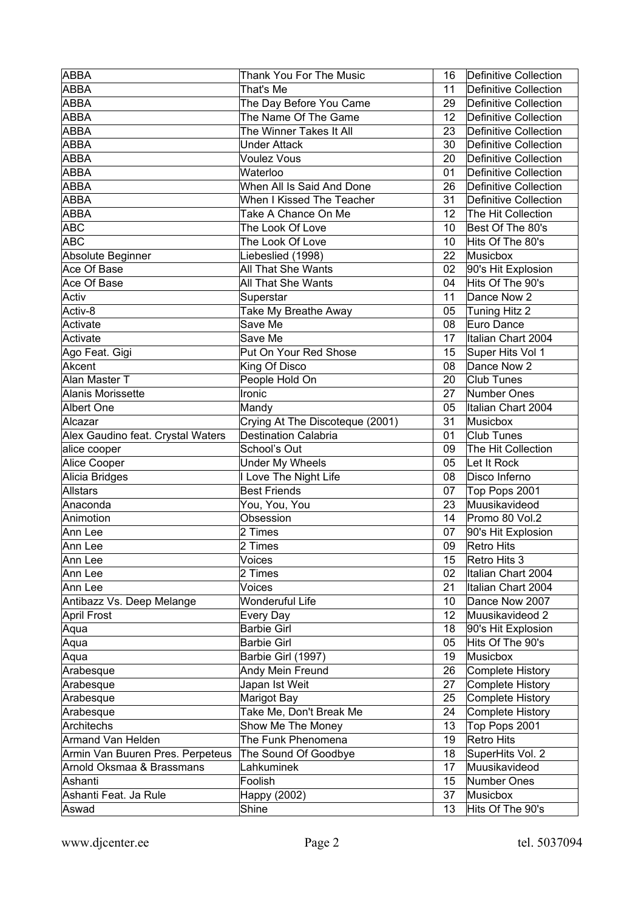| ABBA | Thank You For The Music | 16 | Definitive Collection |
|---|---|---|---|
| ABBA | That's Me | 11 | Definitive Collection |
| ABBA | The Day Before You Came | 29 | Definitive Collection |
| ABBA | The Name Of The Game | 12 | Definitive Collection |
| ABBA | The Winner Takes It All | 23 | Definitive Collection |
| ABBA | Under Attack | 30 | Definitive Collection |
| ABBA | Voulez Vous | 20 | Definitive Collection |
| ABBA | Waterloo | 01 | Definitive Collection |
| ABBA | When All Is Said And Done | 26 | Definitive Collection |
| ABBA | When I Kissed The Teacher | 31 | Definitive Collection |
| ABBA | Take A Chance On Me | 12 | The Hit Collection |
| ABC | The Look Of Love | 10 | Best Of The 80's |
| ABC | The Look Of Love | 10 | Hits Of The 80's |
| Absolute Beginner | Liebeslied (1998) | 22 | Musicbox |
| Ace Of Base | All That She Wants | 02 | 90's Hit Explosion |
| Ace Of Base | All That She Wants | 04 | Hits Of The 90's |
| Activ | Superstar | 11 | Dance Now 2 |
| Activ-8 | Take My Breathe Away | 05 | Tuning Hitz 2 |
| Activate | Save Me | 08 | Euro Dance |
| Activate | Save Me | 17 | Italian Chart 2004 |
| Ago Feat. Gigi | Put On Your Red Shose | 15 | Super Hits Vol 1 |
| Akcent | King Of Disco | 08 | Dance Now 2 |
| Alan Master T | People Hold On | 20 | Club Tunes |
| Alanis Morissette | Ironic | 27 | Number Ones |
| Albert One | Mandy | 05 | Italian Chart 2004 |
| Alcazar | Crying At The Discoteque (2001) | 31 | Musicbox |
| Alex Gaudino feat. Crystal Waters | Destination Calabria | 01 | Club Tunes |
| alice cooper | School's Out | 09 | The Hit Collection |
| Alice Cooper | Under My Wheels | 05 | Let It Rock |
| Alicia Bridges | I Love The Night Life | 08 | Disco Inferno |
| Allstars | Best Friends | 07 | Top Pops 2001 |
| Anaconda | You, You, You | 23 | Muusikavideod |
| Animotion | Obsession | 14 | Promo 80 Vol.2 |
| Ann Lee | 2 Times | 07 | 90's Hit Explosion |
| Ann Lee | 2 Times | 09 | Retro Hits |
| Ann Lee | Voices | 15 | Retro Hits 3 |
| Ann Lee | 2 Times | 02 | Italian Chart 2004 |
| Ann Lee | Voices | 21 | Italian Chart 2004 |
| Antibazz Vs. Deep Melange | Wonderuful Life | 10 | Dance Now 2007 |
| April Frost | Every Day | 12 | Muusikavideod 2 |
| Aqua | Barbie Girl | 18 | 90's Hit Explosion |
| Aqua | Barbie Girl | 05 | Hits Of The 90's |
| Aqua | Barbie Girl (1997) | 19 | Musicbox |
| Arabesque | Andy Mein Freund | 26 | Complete History |
| Arabesque | Japan Ist Weit | 27 | Complete History |
| Arabesque | Marigot Bay | 25 | Complete History |
| Arabesque | Take Me, Don't Break Me | 24 | Complete History |
| Architechs | Show Me The Money | 13 | Top Pops 2001 |
| Armand Van Helden | The Funk Phenomena | 19 | Retro Hits |
| Armin Van Buuren Pres. Perpeteus | The Sound Of Goodbye | 18 | SuperHits Vol. 2 |
| Arnold Oksmaa & Brassmans | Lahkuminek | 17 | Muusikavideod |
| Ashanti | Foolish | 15 | Number Ones |
| Ashanti Feat. Ja Rule | Happy (2002) | 37 | Musicbox |
| Aswad | Shine | 13 | Hits Of The 90's |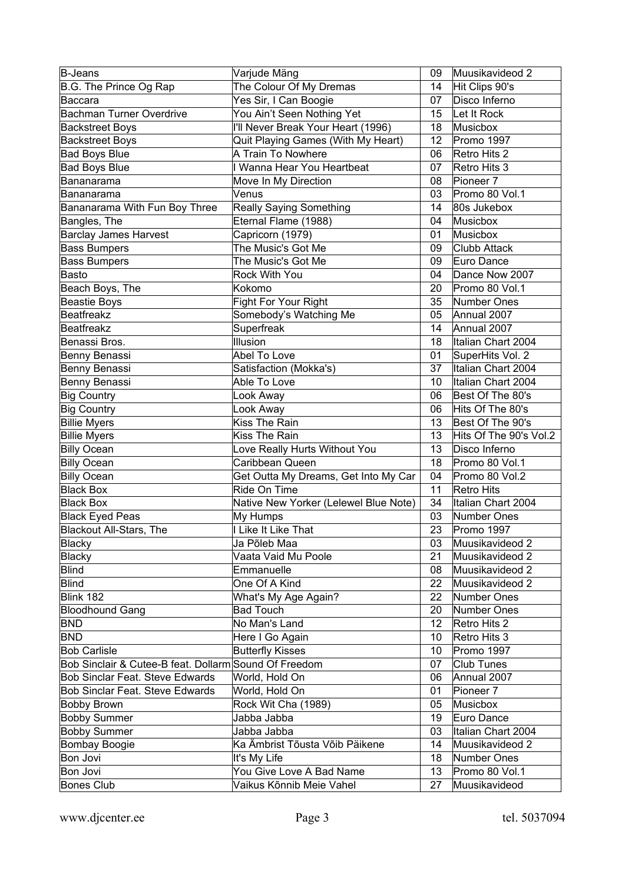| B-Jeans | Varjude Mäng | 09 | Muusikavideod 2 |
|---|---|---|---|
| B.G. The Prince Og Rap | The Colour Of My Dremas | 14 | Hit Clips 90's |
| Baccara | Yes Sir, I Can Boogie | 07 | Disco Inferno |
| Bachman Turner Overdrive | You Ain't Seen Nothing Yet | 15 | Let It Rock |
| Backstreet Boys | I'll Never Break Your Heart (1996) | 18 | Musicbox |
| Backstreet Boys | Quit Playing Games (With My Heart) | 12 | Promo 1997 |
| Bad Boys Blue | A Train To Nowhere | 06 | Retro Hits 2 |
| Bad Boys Blue | I Wanna Hear You Heartbeat | 07 | Retro Hits 3 |
| Bananarama | Move In My Direction | 08 | Pioneer 7 |
| Bananarama | Venus | 03 | Promo 80 Vol.1 |
| Bananarama With Fun Boy Three | Really Saying Something | 14 | 80s Jukebox |
| Bangles, The | Eternal Flame (1988) | 04 | Musicbox |
| Barclay James Harvest | Capricorn (1979) | 01 | Musicbox |
| Bass Bumpers | The Music's Got Me | 09 | Clubb Attack |
| Bass Bumpers | The Music's Got Me | 09 | Euro Dance |
| Basto | Rock With You | 04 | Dance Now 2007 |
| Beach Boys, The | Kokomo | 20 | Promo 80 Vol.1 |
| Beastie Boys | Fight For Your Right | 35 | Number Ones |
| Beatfreakz | Somebody's Watching Me | 05 | Annual 2007 |
| Beatfreakz | Superfreak | 14 | Annual 2007 |
| Benassi Bros. | Illusion | 18 | Italian Chart 2004 |
| Benny Benassi | Abel To Love | 01 | SuperHits Vol. 2 |
| Benny Benassi | Satisfaction (Mokka's) | 37 | Italian Chart 2004 |
| Benny Benassi | Able To Love | 10 | Italian Chart 2004 |
| Big Country | Look Away | 06 | Best Of The 80's |
| Big Country | Look Away | 06 | Hits Of The 80's |
| Billie Myers | Kiss The Rain | 13 | Best Of The 90's |
| Billie Myers | Kiss The Rain | 13 | Hits Of The 90's Vol.2 |
| Billy Ocean | Love Really Hurts Without You | 13 | Disco Inferno |
| Billy Ocean | Caribbean Queen | 18 | Promo 80 Vol.1 |
| Billy Ocean | Get Outta My Dreams, Get Into My Car | 04 | Promo 80 Vol.2 |
| Black Box | Ride On Time | 11 | Retro Hits |
| Black Box | Native New Yorker (Lelewel Blue Note) | 34 | Italian Chart 2004 |
| Black Eyed Peas | My Humps | 03 | Number Ones |
| Blackout All-Stars, The | I Like It Like That | 23 | Promo 1997 |
| Blacky | Ja Põleb Maa | 03 | Muusikavideod 2 |
| Blacky | Vaata Vaid Mu Poole | 21 | Muusikavideod 2 |
| Blind | Emmanuelle | 08 | Muusikavideod 2 |
| Blind | One Of A Kind | 22 | Muusikavideod 2 |
| Blink 182 | What's My Age Again? | 22 | Number Ones |
| Bloodhound Gang | Bad Touch | 20 | Number Ones |
| BND | No Man's Land | 12 | Retro Hits 2 |
| BND | Here I Go Again | 10 | Retro Hits 3 |
| Bob Carlisle | Butterfly Kisses | 10 | Promo 1997 |
| Bob Sinclair & Cutee-B feat. Dollarm | Sound Of Freedom | 07 | Club Tunes |
| Bob Sinclar Feat. Steve Edwards | World, Hold On | 06 | Annual 2007 |
| Bob Sinclar Feat. Steve Edwards | World, Hold On | 01 | Pioneer 7 |
| Bobby Brown | Rock Wit Cha (1989) | 05 | Musicbox |
| Bobby Summer | Jabba Jabba | 19 | Euro Dance |
| Bobby Summer | Jabba Jabba | 03 | Italian Chart 2004 |
| Bombay Boogie | Ka Ämbrist Tõusta Võib Päikene | 14 | Muusikavideod 2 |
| Bon Jovi | It's My Life | 18 | Number Ones |
| Bon Jovi | You Give Love A Bad Name | 13 | Promo 80 Vol.1 |
| Bones Club | Vaikus Kõnnib Meie Vahel | 27 | Muusikavideod |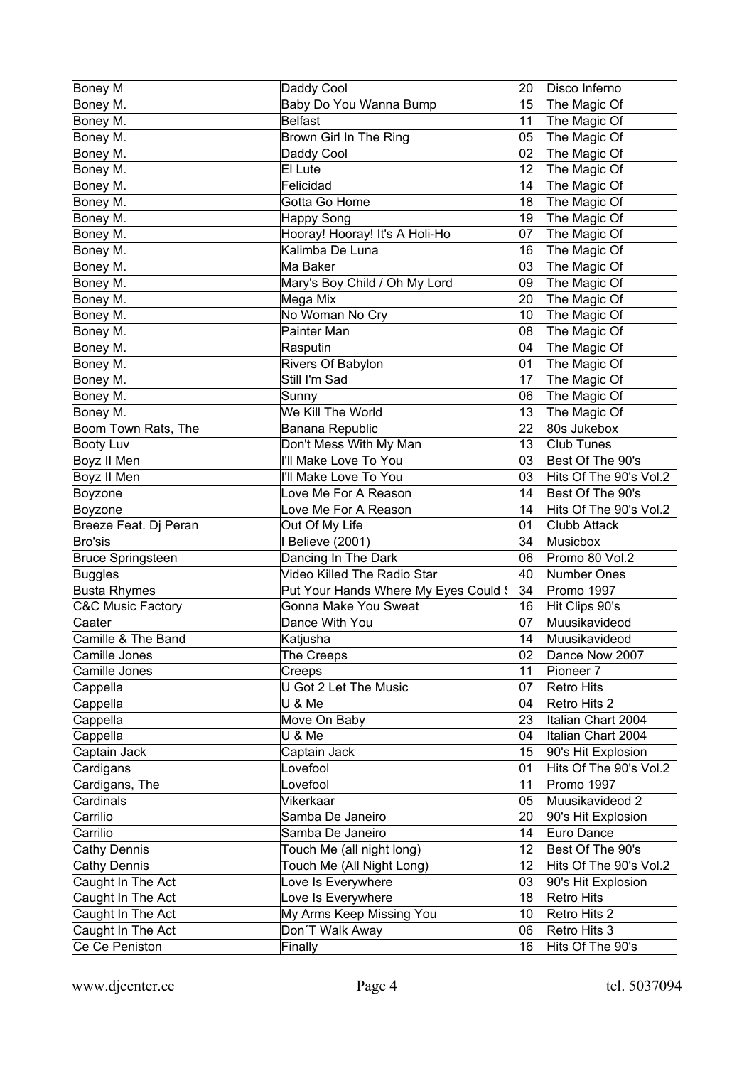| Boney M | Daddy Cool | 20 | Disco Inferno |
|---|---|---|---|
| Boney M. | Baby Do You Wanna Bump | 15 | The Magic Of |
| Boney M. | Belfast | 11 | The Magic Of |
| Boney M. | Brown Girl In The Ring | 05 | The Magic Of |
| Boney M. | Daddy Cool | 02 | The Magic Of |
| Boney M. | El Lute | 12 | The Magic Of |
| Boney M. | Felicidad | 14 | The Magic Of |
| Boney M. | Gotta Go Home | 18 | The Magic Of |
| Boney M. | Happy Song | 19 | The Magic Of |
| Boney M. | Hooray! Hooray! It's A Holi-Ho | 07 | The Magic Of |
| Boney M. | Kalimba De Luna | 16 | The Magic Of |
| Boney M. | Ma Baker | 03 | The Magic Of |
| Boney M. | Mary's Boy Child / Oh My Lord | 09 | The Magic Of |
| Boney M. | Mega Mix | 20 | The Magic Of |
| Boney M. | No Woman No Cry | 10 | The Magic Of |
| Boney M. | Painter Man | 08 | The Magic Of |
| Boney M. | Rasputin | 04 | The Magic Of |
| Boney M. | Rivers Of Babylon | 01 | The Magic Of |
| Boney M. | Still I'm Sad | 17 | The Magic Of |
| Boney M. | Sunny | 06 | The Magic Of |
| Boney M. | We Kill The World | 13 | The Magic Of |
| Boom Town Rats, The | Banana Republic | 22 | 80s Jukebox |
| Booty Luv | Don't Mess With My Man | 13 | Club Tunes |
| Boyz II Men | I'll Make Love To You | 03 | Best Of The 90's |
| Boyz II Men | I'll Make Love To You | 03 | Hits Of The 90's Vol.2 |
| Boyzone | Love Me For A Reason | 14 | Best Of The 90's |
| Boyzone | Love Me For A Reason | 14 | Hits Of The 90's Vol.2 |
| Breeze Feat. Dj Peran | Out Of My Life | 01 | Clubb Attack |
| Bro'sis | I Believe (2001) | 34 | Musicbox |
| Bruce Springsteen | Dancing In The Dark | 06 | Promo 80 Vol.2 |
| Buggles | Video Killed The Radio Star | 40 | Number Ones |
| Busta Rhymes | Put Your Hands Where My Eyes Could S | 34 | Promo 1997 |
| C&C Music Factory | Gonna Make You Sweat | 16 | Hit Clips 90's |
| Caater | Dance With You | 07 | Muusikavideod |
| Camille & The Band | Katjusha | 14 | Muusikavideod |
| Camille Jones | The Creeps | 02 | Dance Now 2007 |
| Camille Jones | Creeps | 11 | Pioneer 7 |
| Cappella | U Got 2 Let The Music | 07 | Retro Hits |
| Cappella | U & Me | 04 | Retro Hits 2 |
| Cappella | Move On Baby | 23 | Italian Chart 2004 |
| Cappella | U & Me | 04 | Italian Chart 2004 |
| Captain Jack | Captain Jack | 15 | 90's Hit Explosion |
| Cardigans | Lovefool | 01 | Hits Of The 90's Vol.2 |
| Cardigans, The | Lovefool | 11 | Promo 1997 |
| Cardinals | Vikerkaar | 05 | Muusikavideod 2 |
| Carrilio | Samba De Janeiro | 20 | 90's Hit Explosion |
| Carrilio | Samba De Janeiro | 14 | Euro Dance |
| Cathy Dennis | Touch Me (all night long) | 12 | Best Of The 90's |
| Cathy Dennis | Touch Me (All Night Long) | 12 | Hits Of The 90's Vol.2 |
| Caught In The Act | Love Is Everywhere | 03 | 90's Hit Explosion |
| Caught In The Act | Love Is Everywhere | 18 | Retro Hits |
| Caught In The Act | My Arms Keep Missing You | 10 | Retro Hits 2 |
| Caught In The Act | Don´T Walk Away | 06 | Retro Hits 3 |
| Ce Ce Peniston | Finally | 16 | Hits Of The 90's |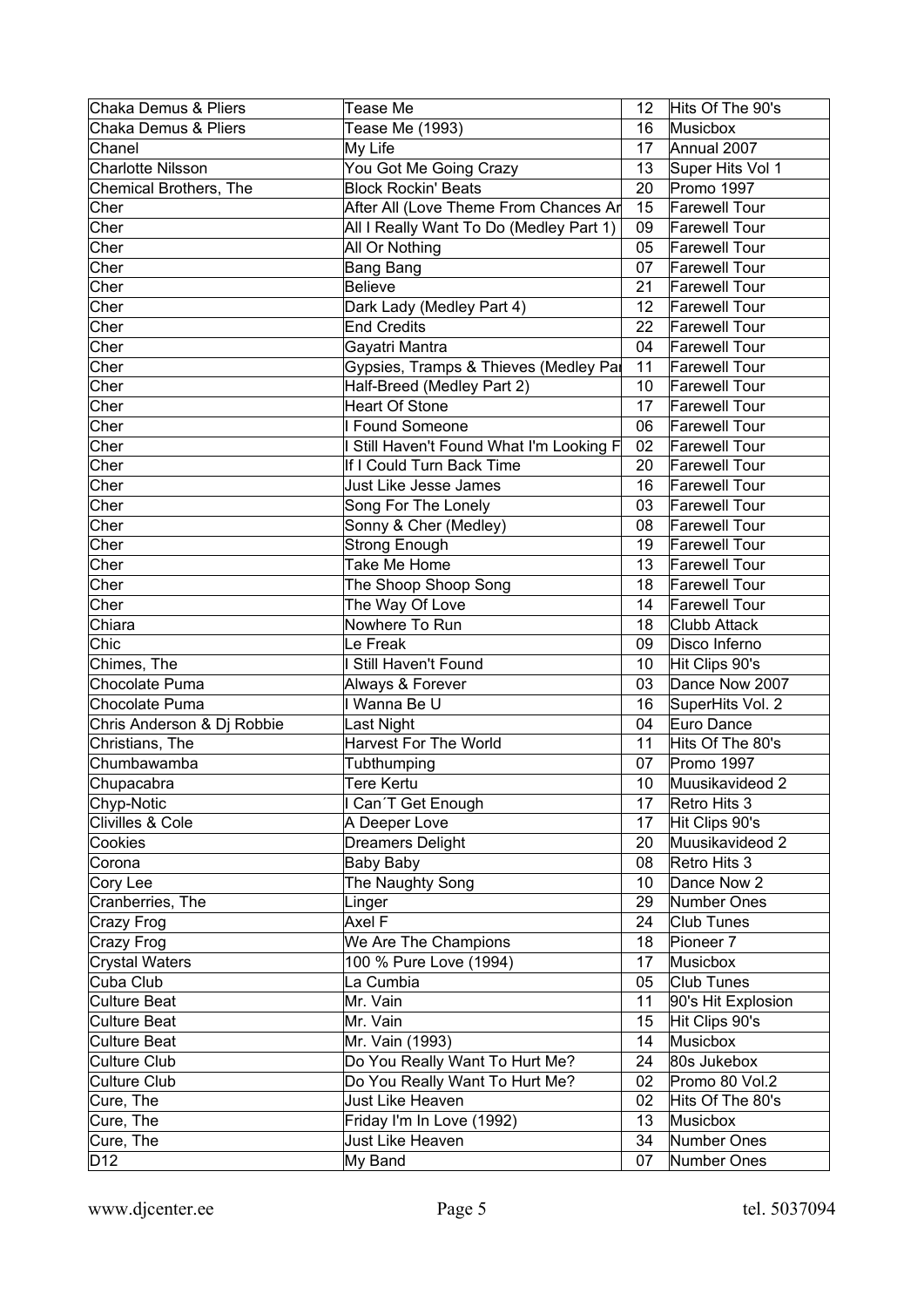| Chaka Demus & Pliers | Tease Me | 12 | Hits Of The 90's |
|---|---|---|---|
| Chaka Demus & Pliers | Tease Me (1993) | 16 | Musicbox |
| Chanel | My Life | 17 | Annual 2007 |
| Charlotte Nilsson | You Got Me Going Crazy | 13 | Super Hits Vol 1 |
| Chemical Brothers, The | Block Rockin' Beats | 20 | Promo 1997 |
| Cher | After All (Love Theme From Chances Ar | 15 | Farewell Tour |
| Cher | All I Really Want To Do (Medley Part 1) | 09 | Farewell Tour |
| Cher | All Or Nothing | 05 | Farewell Tour |
| Cher | Bang Bang | 07 | Farewell Tour |
| Cher | Believe | 21 | Farewell Tour |
| Cher | Dark Lady (Medley Part 4) | 12 | Farewell Tour |
| Cher | End Credits | 22 | Farewell Tour |
| Cher | Gayatri Mantra | 04 | Farewell Tour |
| Cher | Gypsies, Tramps & Thieves (Medley Pa | 11 | Farewell Tour |
| Cher | Half-Breed (Medley Part 2) | 10 | Farewell Tour |
| Cher | Heart Of Stone | 17 | Farewell Tour |
| Cher | I Found Someone | 06 | Farewell Tour |
| Cher | I Still Haven't Found What I'm Looking F | 02 | Farewell Tour |
| Cher | If I Could Turn Back Time | 20 | Farewell Tour |
| Cher | Just Like Jesse James | 16 | Farewell Tour |
| Cher | Song For The Lonely | 03 | Farewell Tour |
| Cher | Sonny & Cher (Medley) | 08 | Farewell Tour |
| Cher | Strong Enough | 19 | Farewell Tour |
| Cher | Take Me Home | 13 | Farewell Tour |
| Cher | The Shoop Shoop Song | 18 | Farewell Tour |
| Cher | The Way Of Love | 14 | Farewell Tour |
| Chiara | Nowhere To Run | 18 | Clubb Attack |
| Chic | Le Freak | 09 | Disco Inferno |
| Chimes, The | I Still Haven't Found | 10 | Hit Clips 90's |
| Chocolate Puma | Always & Forever | 03 | Dance Now 2007 |
| Chocolate Puma | I Wanna Be U | 16 | SuperHits Vol. 2 |
| Chris Anderson & Dj Robbie | Last Night | 04 | Euro Dance |
| Christians, The | Harvest For The World | 11 | Hits Of The 80's |
| Chumbawamba | Tubthumping | 07 | Promo 1997 |
| Chupacabra | Tere Kertu | 10 | Muusikavideod 2 |
| Chyp-Notic | I Can´T Get Enough | 17 | Retro Hits 3 |
| Clivilles & Cole | A Deeper Love | 17 | Hit Clips 90's |
| Cookies | Dreamers Delight | 20 | Muusikavideod 2 |
| Corona | Baby Baby | 08 | Retro Hits 3 |
| Cory Lee | The Naughty Song | 10 | Dance Now 2 |
| Cranberries, The | Linger | 29 | Number Ones |
| Crazy Frog | Axel F | 24 | Club Tunes |
| Crazy Frog | We Are The Champions | 18 | Pioneer 7 |
| Crystal Waters | 100 % Pure Love (1994) | 17 | Musicbox |
| Cuba Club | La Cumbia | 05 | Club Tunes |
| Culture Beat | Mr. Vain | 11 | 90's Hit Explosion |
| Culture Beat | Mr. Vain | 15 | Hit Clips 90's |
| Culture Beat | Mr. Vain (1993) | 14 | Musicbox |
| Culture Club | Do You Really Want To Hurt Me? | 24 | 80s Jukebox |
| Culture Club | Do You Really Want To Hurt Me? | 02 | Promo 80 Vol.2 |
| Cure, The | Just Like Heaven | 02 | Hits Of The 80's |
| Cure, The | Friday I'm In Love (1992) | 13 | Musicbox |
| Cure, The | Just Like Heaven | 34 | Number Ones |
| D12 | My Band | 07 | Number Ones |

www.djcenter.ee tel. 5037094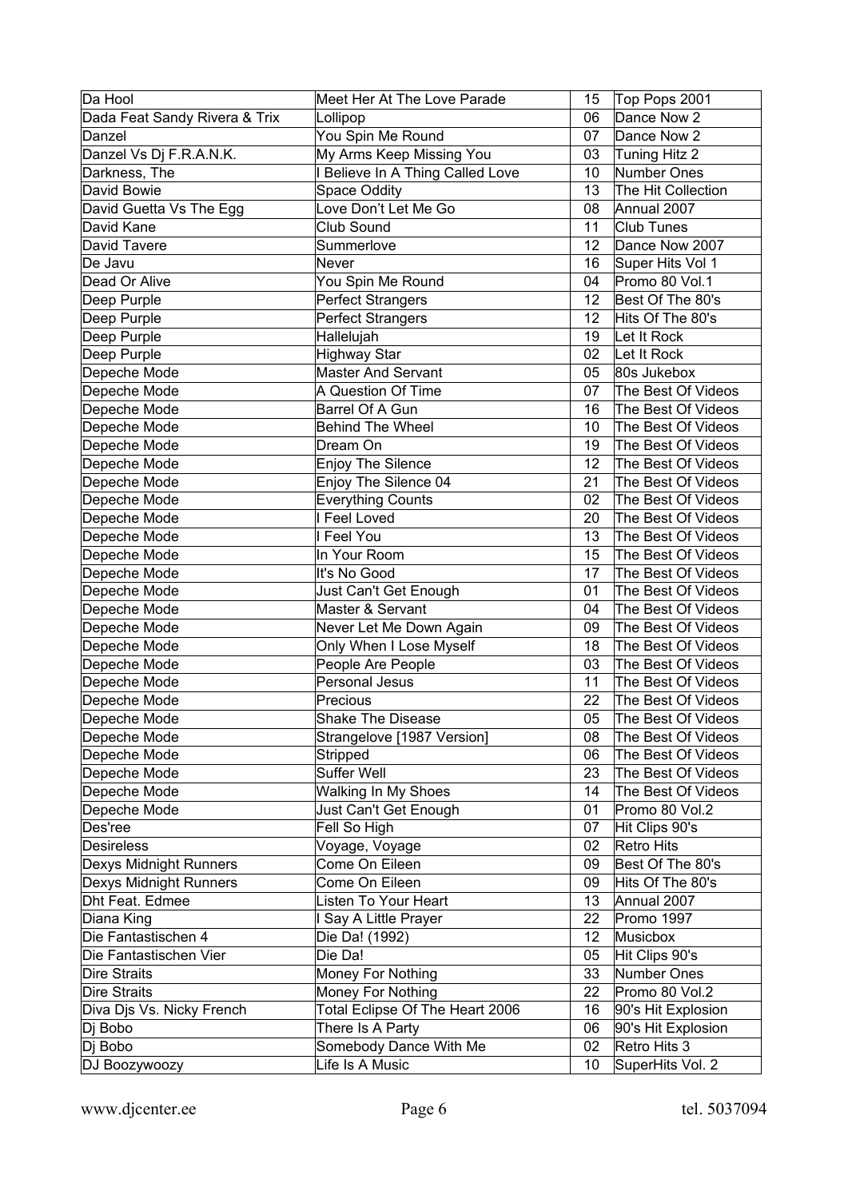| Da Hool | Meet Her At The Love Parade | 15 | Top Pops 2001 |
|---|---|---|---|
| Dada Feat Sandy Rivera & Trix | Lollipop | 06 | Dance Now 2 |
| Danzel | You Spin Me Round | 07 | Dance Now 2 |
| Danzel Vs Dj F.R.A.N.K. | My Arms Keep Missing You | 03 | Tuning Hitz 2 |
| Darkness, The | I Believe In A Thing Called Love | 10 | Number Ones |
| David Bowie | Space Oddity | 13 | The Hit Collection |
| David Guetta Vs The Egg | Love Don't Let Me Go | 08 | Annual 2007 |
| David Kane | Club Sound | 11 | Club Tunes |
| David Tavere | Summerlove | 12 | Dance Now 2007 |
| De Javu | Never | 16 | Super Hits Vol 1 |
| Dead Or Alive | You Spin Me Round | 04 | Promo 80 Vol.1 |
| Deep Purple | Perfect Strangers | 12 | Best Of The 80's |
| Deep Purple | Perfect Strangers | 12 | Hits Of The 80's |
| Deep Purple | Hallelujah | 19 | Let It Rock |
| Deep Purple | Highway Star | 02 | Let It Rock |
| Depeche Mode | Master And Servant | 05 | 80s Jukebox |
| Depeche Mode | A Question Of Time | 07 | The Best Of Videos |
| Depeche Mode | Barrel Of A Gun | 16 | The Best Of Videos |
| Depeche Mode | Behind The Wheel | 10 | The Best Of Videos |
| Depeche Mode | Dream On | 19 | The Best Of Videos |
| Depeche Mode | Enjoy The Silence | 12 | The Best Of Videos |
| Depeche Mode | Enjoy The Silence 04 | 21 | The Best Of Videos |
| Depeche Mode | Everything Counts | 02 | The Best Of Videos |
| Depeche Mode | I Feel Loved | 20 | The Best Of Videos |
| Depeche Mode | I Feel You | 13 | The Best Of Videos |
| Depeche Mode | In Your Room | 15 | The Best Of Videos |
| Depeche Mode | It's No Good | 17 | The Best Of Videos |
| Depeche Mode | Just Can't Get Enough | 01 | The Best Of Videos |
| Depeche Mode | Master & Servant | 04 | The Best Of Videos |
| Depeche Mode | Never Let Me Down Again | 09 | The Best Of Videos |
| Depeche Mode | Only When I Lose Myself | 18 | The Best Of Videos |
| Depeche Mode | People Are People | 03 | The Best Of Videos |
| Depeche Mode | Personal Jesus | 11 | The Best Of Videos |
| Depeche Mode | Precious | 22 | The Best Of Videos |
| Depeche Mode | Shake The Disease | 05 | The Best Of Videos |
| Depeche Mode | Strangelove [1987 Version] | 08 | The Best Of Videos |
| Depeche Mode | Stripped | 06 | The Best Of Videos |
| Depeche Mode | Suffer Well | 23 | The Best Of Videos |
| Depeche Mode | Walking In My Shoes | 14 | The Best Of Videos |
| Depeche Mode | Just Can't Get Enough | 01 | Promo 80 Vol.2 |
| Des'ree | Fell So High | 07 | Hit Clips 90's |
| Desireless | Voyage, Voyage | 02 | Retro Hits |
| Dexys Midnight Runners | Come On Eileen | 09 | Best Of The 80's |
| Dexys Midnight Runners | Come On Eileen | 09 | Hits Of The 80's |
| Dht Feat. Edmee | Listen To Your Heart | 13 | Annual 2007 |
| Diana King | I Say A Little Prayer | 22 | Promo 1997 |
| Die Fantastischen 4 | Die Da! (1992) | 12 | Musicbox |
| Die Fantastischen Vier | Die Da! | 05 | Hit Clips 90's |
| Dire Straits | Money For Nothing | 33 | Number Ones |
| Dire Straits | Money For Nothing | 22 | Promo 80 Vol.2 |
| Diva Djs Vs. Nicky French | Total Eclipse Of The Heart 2006 | 16 | 90's Hit Explosion |
| Dj Bobo | There Is A Party | 06 | 90's Hit Explosion |
| Dj Bobo | Somebody Dance With Me | 02 | Retro Hits 3 |
| DJ Boozywoozy | Life Is A Music | 10 | SuperHits Vol. 2 |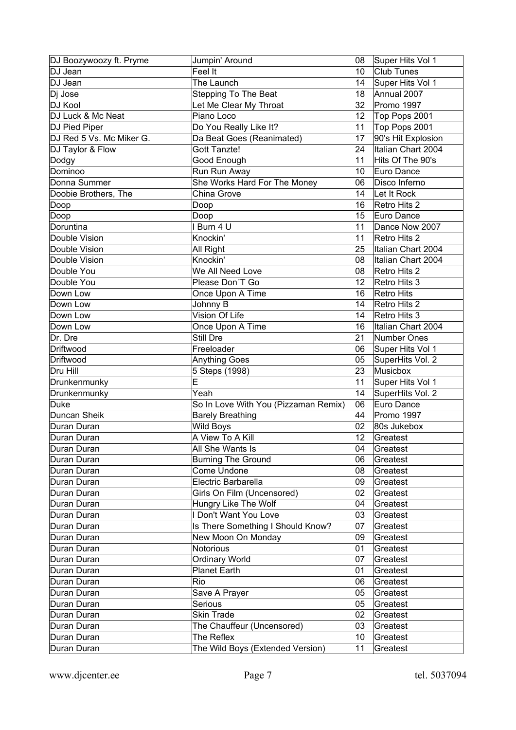| DJ Boozywoozy ft. Pryme | Jumpin' Around | 08 | Super Hits Vol 1 |
|---|---|---|---|
| DJ Jean | Feel It | 10 | Club Tunes |
| DJ Jean | The Launch | 14 | Super Hits Vol 1 |
| Dj Jose | Stepping To The Beat | 18 | Annual 2007 |
| DJ Kool | Let Me Clear My Throat | 32 | Promo 1997 |
| DJ Luck & Mc Neat | Piano Loco | 12 | Top Pops 2001 |
| DJ Pied Piper | Do You Really Like It? | 11 | Top Pops 2001 |
| DJ Red 5 Vs. Mc Miker G. | Da Beat Goes (Reanimated) | 17 | 90's Hit Explosion |
| DJ Taylor & Flow | Gott Tanzte! | 24 | Italian Chart 2004 |
| Dodgy | Good Enough | 11 | Hits Of The 90's |
| Dominoo | Run Run Away | 10 | Euro Dance |
| Donna Summer | She Works Hard For The Money | 06 | Disco Inferno |
| Doobie Brothers, The | China Grove | 14 | Let It Rock |
| Doop | Doop | 16 | Retro Hits 2 |
| Doop | Doop | 15 | Euro Dance |
| Doruntina | I Burn 4 U | 11 | Dance Now 2007 |
| Double Vision | Knockin' | 11 | Retro Hits 2 |
| Double Vision | All Right | 25 | Italian Chart 2004 |
| Double Vision | Knockin' | 08 | Italian Chart 2004 |
| Double You | We All Need Love | 08 | Retro Hits 2 |
| Double You | Please Don´T Go | 12 | Retro Hits 3 |
| Down Low | Once Upon A Time | 16 | Retro Hits |
| Down Low | Johnny B | 14 | Retro Hits 2 |
| Down Low | Vision Of Life | 14 | Retro Hits 3 |
| Down Low | Once Upon A Time | 16 | Italian Chart 2004 |
| Dr. Dre | Still Dre | 21 | Number Ones |
| Driftwood | Freeloader | 06 | Super Hits Vol 1 |
| Driftwood | Anything Goes | 05 | SuperHits Vol. 2 |
| Dru Hill | 5 Steps (1998) | 23 | Musicbox |
| Drunkenmunky | E | 11 | Super Hits Vol 1 |
| Drunkenmunky | Yeah | 14 | SuperHits Vol. 2 |
| Duke | So In Love With You (Pizzaman Remix) | 06 | Euro Dance |
| Duncan Sheik | Barely Breathing | 44 | Promo 1997 |
| Duran Duran | Wild Boys | 02 | 80s Jukebox |
| Duran Duran | A View To A Kill | 12 | Greatest |
| Duran Duran | All She Wants Is | 04 | Greatest |
| Duran Duran | Burning The Ground | 06 | Greatest |
| Duran Duran | Come Undone | 08 | Greatest |
| Duran Duran | Electric Barbarella | 09 | Greatest |
| Duran Duran | Girls On Film (Uncensored) | 02 | Greatest |
| Duran Duran | Hungry Like The Wolf | 04 | Greatest |
| Duran Duran | I Don't Want You Love | 03 | Greatest |
| Duran Duran | Is There Something I Should Know? | 07 | Greatest |
| Duran Duran | New Moon On Monday | 09 | Greatest |
| Duran Duran | Notorious | 01 | Greatest |
| Duran Duran | Ordinary World | 07 | Greatest |
| Duran Duran | Planet Earth | 01 | Greatest |
| Duran Duran | Rio | 06 | Greatest |
| Duran Duran | Save A Prayer | 05 | Greatest |
| Duran Duran | Serious | 05 | Greatest |
| Duran Duran | Skin Trade | 02 | Greatest |
| Duran Duran | The Chauffeur (Uncensored) | 03 | Greatest |
| Duran Duran | The Reflex | 10 | Greatest |
| Duran Duran | The Wild Boys (Extended Version) | 11 | Greatest |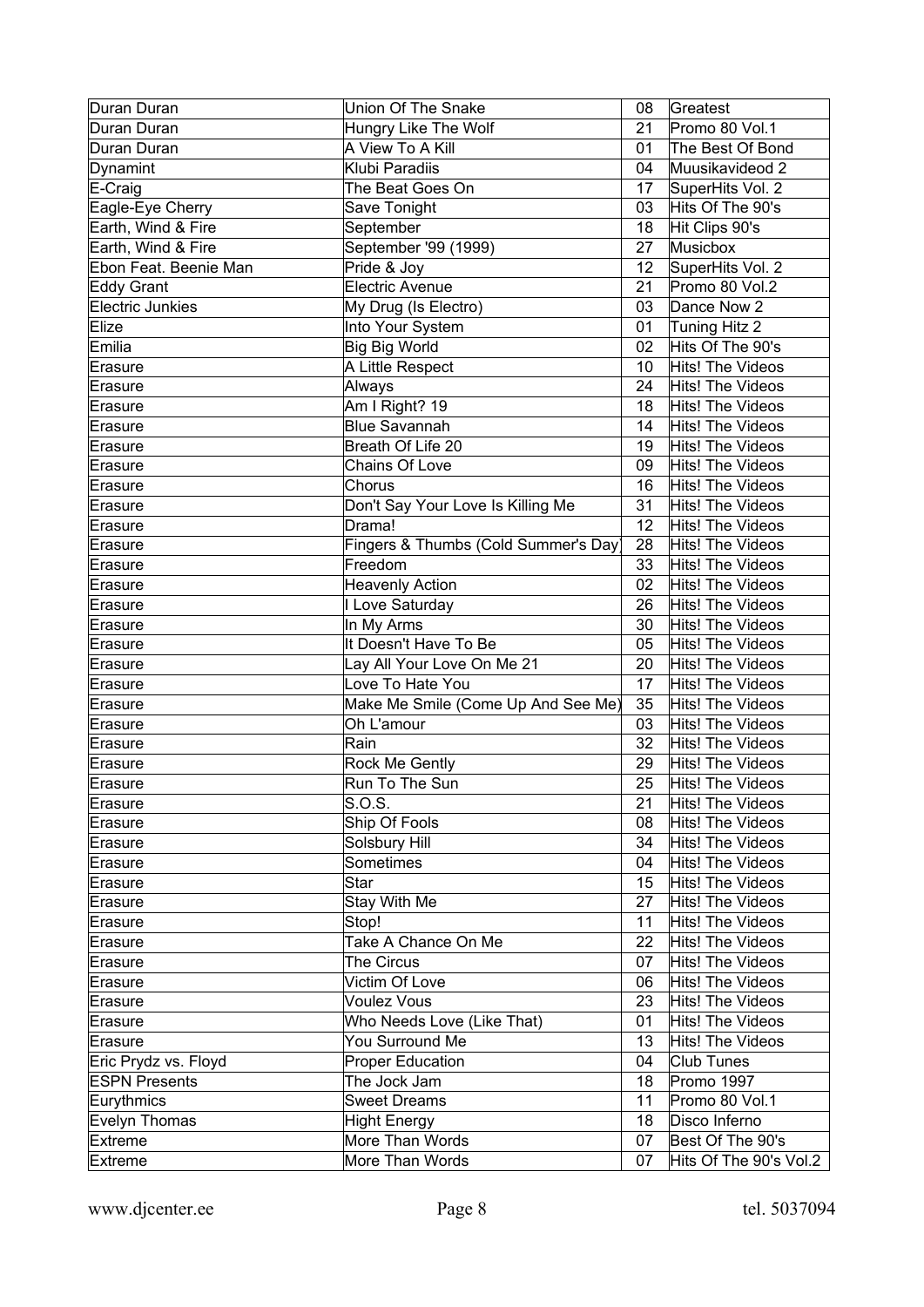| Duran Duran | Union Of The Snake | 08 | Greatest |
|---|---|---|---|
| Duran Duran | Hungry Like The Wolf | 21 | Promo 80 Vol.1 |
| Duran Duran | A View To A Kill | 01 | The Best Of Bond |
| Dynamint | Klubi Paradiis | 04 | Muusikavideod 2 |
| E-Craig | The Beat Goes On | 17 | SuperHits Vol. 2 |
| Eagle-Eye Cherry | Save Tonight | 03 | Hits Of The 90's |
| Earth, Wind & Fire | September | 18 | Hit Clips 90's |
| Earth, Wind & Fire | September '99 (1999) | 27 | Musicbox |
| Ebon Feat. Beenie Man | Pride & Joy | 12 | SuperHits Vol. 2 |
| Eddy Grant | Electric Avenue | 21 | Promo 80 Vol.2 |
| Electric Junkies | My Drug (Is Electro) | 03 | Dance Now 2 |
| Elize | Into Your System | 01 | Tuning Hitz 2 |
| Emilia | Big Big World | 02 | Hits Of The 90's |
| Erasure | A Little Respect | 10 | Hits! The Videos |
| Erasure | Always | 24 | Hits! The Videos |
| Erasure | Am I Right? 19 | 18 | Hits! The Videos |
| Erasure | Blue Savannah | 14 | Hits! The Videos |
| Erasure | Breath Of Life 20 | 19 | Hits! The Videos |
| Erasure | Chains Of Love | 09 | Hits! The Videos |
| Erasure | Chorus | 16 | Hits! The Videos |
| Erasure | Don't Say Your Love Is Killing Me | 31 | Hits! The Videos |
| Erasure | Drama! | 12 | Hits! The Videos |
| Erasure | Fingers & Thumbs (Cold Summer's Day) | 28 | Hits! The Videos |
| Erasure | Freedom | 33 | Hits! The Videos |
| Erasure | Heavenly Action | 02 | Hits! The Videos |
| Erasure | I Love Saturday | 26 | Hits! The Videos |
| Erasure | In My Arms | 30 | Hits! The Videos |
| Erasure | It Doesn't Have To Be | 05 | Hits! The Videos |
| Erasure | Lay All Your Love On Me 21 | 20 | Hits! The Videos |
| Erasure | Love To Hate You | 17 | Hits! The Videos |
| Erasure | Make Me Smile (Come Up And See Me) | 35 | Hits! The Videos |
| Erasure | Oh L'amour | 03 | Hits! The Videos |
| Erasure | Rain | 32 | Hits! The Videos |
| Erasure | Rock Me Gently | 29 | Hits! The Videos |
| Erasure | Run To The Sun | 25 | Hits! The Videos |
| Erasure | S.O.S. | 21 | Hits! The Videos |
| Erasure | Ship Of Fools | 08 | Hits! The Videos |
| Erasure | Solsbury Hill | 34 | Hits! The Videos |
| Erasure | Sometimes | 04 | Hits! The Videos |
| Erasure | Star | 15 | Hits! The Videos |
| Erasure | Stay With Me | 27 | Hits! The Videos |
| Erasure | Stop! | 11 | Hits! The Videos |
| Erasure | Take A Chance On Me | 22 | Hits! The Videos |
| Erasure | The Circus | 07 | Hits! The Videos |
| Erasure | Victim Of Love | 06 | Hits! The Videos |
| Erasure | Voulez Vous | 23 | Hits! The Videos |
| Erasure | Who Needs Love (Like That) | 01 | Hits! The Videos |
| Erasure | You Surround Me | 13 | Hits! The Videos |
| Eric Prydz vs. Floyd | Proper Education | 04 | Club Tunes |
| ESPN Presents | The Jock Jam | 18 | Promo 1997 |
| Eurythmics | Sweet Dreams | 11 | Promo 80 Vol.1 |
| Evelyn Thomas | Hight Energy | 18 | Disco Inferno |
| Extreme | More Than Words | 07 | Best Of The 90's |
| Extreme | More Than Words | 07 | Hits Of The 90's Vol.2 |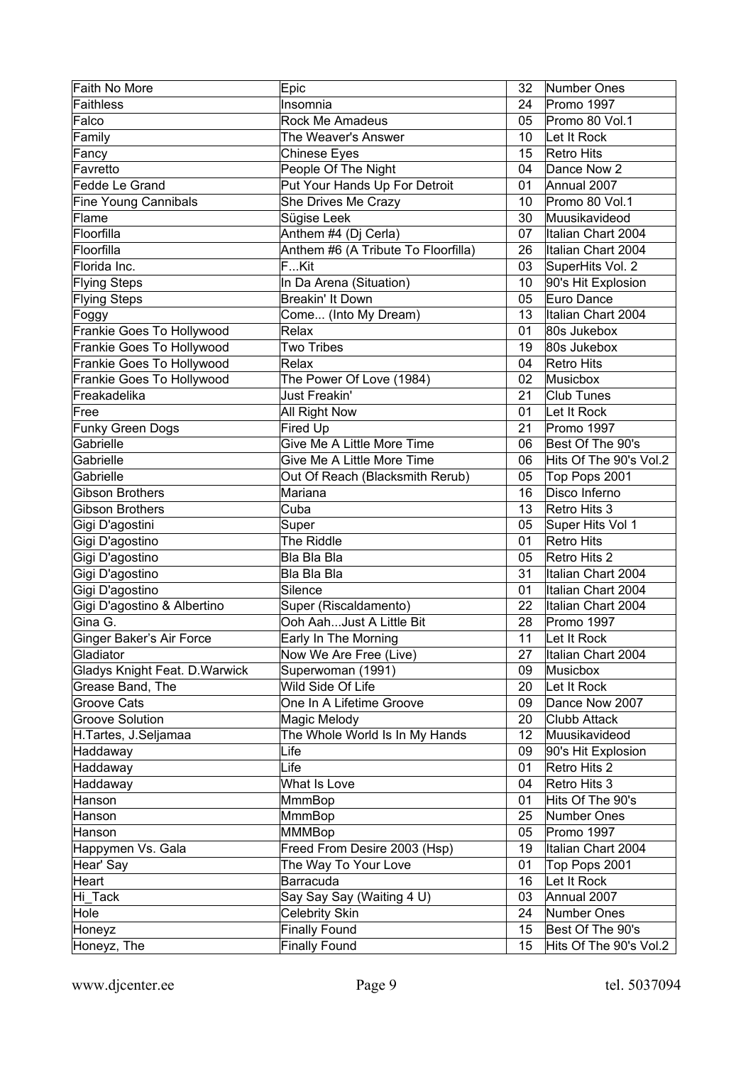| Faith No More | Epic | 32 | Number Ones |
|---|---|---|---|
| Faithless | Insomnia | 24 | Promo 1997 |
| Falco | Rock Me Amadeus | 05 | Promo 80 Vol.1 |
| Family | The Weaver's Answer | 10 | Let It Rock |
| Fancy | Chinese Eyes | 15 | Retro Hits |
| Favretto | People Of The Night | 04 | Dance Now 2 |
| Fedde Le Grand | Put Your Hands Up For Detroit | 01 | Annual 2007 |
| Fine Young Cannibals | She Drives Me Crazy | 10 | Promo 80 Vol.1 |
| Flame | Sügise Leek | 30 | Muusikavideod |
| Floorfilla | Anthem #4 (Dj Cerla) | 07 | Italian Chart 2004 |
| Floorfilla | Anthem #6 (A Tribute To Floorfilla) | 26 | Italian Chart 2004 |
| Florida Inc. | F...Kit | 03 | SuperHits Vol. 2 |
| Flying Steps | In Da Arena (Situation) | 10 | 90's Hit Explosion |
| Flying Steps | Breakin' It Down | 05 | Euro Dance |
| Foggy | Come... (Into My Dream) | 13 | Italian Chart 2004 |
| Frankie Goes To Hollywood | Relax | 01 | 80s Jukebox |
| Frankie Goes To Hollywood | Two Tribes | 19 | 80s Jukebox |
| Frankie Goes To Hollywood | Relax | 04 | Retro Hits |
| Frankie Goes To Hollywood | The Power Of Love (1984) | 02 | Musicbox |
| Freakadelika | Just Freakin' | 21 | Club Tunes |
| Free | All Right Now | 01 | Let It Rock |
| Funky Green Dogs | Fired Up | 21 | Promo 1997 |
| Gabrielle | Give Me A Little More Time | 06 | Best Of The 90's |
| Gabrielle | Give Me A Little More Time | 06 | Hits Of The 90's Vol.2 |
| Gabrielle | Out Of Reach (Blacksmith Rerub) | 05 | Top Pops 2001 |
| Gibson Brothers | Mariana | 16 | Disco Inferno |
| Gibson Brothers | Cuba | 13 | Retro Hits 3 |
| Gigi D'agostini | Super | 05 | Super Hits Vol 1 |
| Gigi D'agostino | The Riddle | 01 | Retro Hits |
| Gigi D'agostino | Bla Bla Bla | 05 | Retro Hits 2 |
| Gigi D'agostino | Bla Bla Bla | 31 | Italian Chart 2004 |
| Gigi D'agostino | Silence | 01 | Italian Chart 2004 |
| Gigi D'agostino & Albertino | Super (Riscaldamento) | 22 | Italian Chart 2004 |
| Gina G. | Ooh Aah...Just A Little Bit | 28 | Promo 1997 |
| Ginger Baker's Air Force | Early In The Morning | 11 | Let It Rock |
| Gladiator | Now We Are Free (Live) | 27 | Italian Chart 2004 |
| Gladys Knight Feat. D.Warwick | Superwoman (1991) | 09 | Musicbox |
| Grease Band, The | Wild Side Of Life | 20 | Let It Rock |
| Groove Cats | One In A Lifetime Groove | 09 | Dance Now 2007 |
| Groove Solution | Magic Melody | 20 | Clubb Attack |
| H.Tartes, J.Seljamaa | The Whole World Is In My Hands | 12 | Muusikavideod |
| Haddaway | Life | 09 | 90's Hit Explosion |
| Haddaway | Life | 01 | Retro Hits 2 |
| Haddaway | What Is Love | 04 | Retro Hits 3 |
| Hanson | MmmBop | 01 | Hits Of The 90's |
| Hanson | MmmBop | 25 | Number Ones |
| Hanson | MMMBop | 05 | Promo 1997 |
| Happymen Vs. Gala | Freed From Desire 2003 (Hsp) | 19 | Italian Chart 2004 |
| Hear' Say | The Way To Your Love | 01 | Top Pops 2001 |
| Heart | Barracuda | 16 | Let It Rock |
| Hi_Tack | Say Say Say (Waiting 4 U) | 03 | Annual 2007 |
| Hole | Celebrity Skin | 24 | Number Ones |
| Honeyz | Finally Found | 15 | Best Of The 90's |
| Honeyz, The | Finally Found | 15 | Hits Of The 90's Vol.2 |

www.djcenter.ee tel. 5037094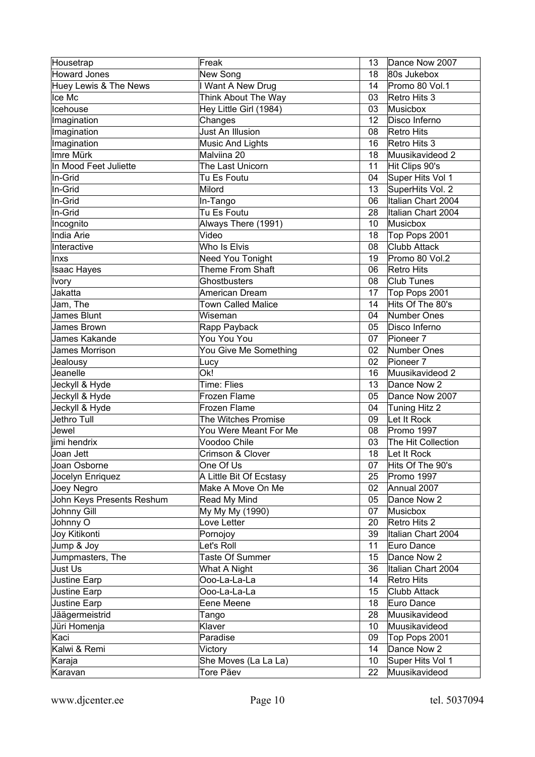| | | | |
|---|---|---|---|
| Housetrap | Freak | 13 | Dance Now 2007 |
| Howard Jones | New Song | 18 | 80s Jukebox |
| Huey Lewis & The News | I Want A New Drug | 14 | Promo 80 Vol.1 |
| Ice Mc | Think About The Way | 03 | Retro Hits 3 |
| Icehouse | Hey Little Girl (1984) | 03 | Musicbox |
| Imagination | Changes | 12 | Disco Inferno |
| Imagination | Just An Illusion | 08 | Retro Hits |
| Imagination | Music And Lights | 16 | Retro Hits 3 |
| Imre Mürk | Malviina 20 | 18 | Muusikavideod 2 |
| In Mood Feet Juliette | The Last Unicorn | 11 | Hit Clips 90's |
| In-Grid | Tu Es Foutu | 04 | Super Hits Vol 1 |
| In-Grid | Milord | 13 | SuperHits Vol. 2 |
| In-Grid | In-Tango | 06 | Italian Chart 2004 |
| In-Grid | Tu Es Foutu | 28 | Italian Chart 2004 |
| Incognito | Always There (1991) | 10 | Musicbox |
| India Arie | Video | 18 | Top Pops 2001 |
| Interactive | Who Is Elvis | 08 | Clubb Attack |
| Inxs | Need You Tonight | 19 | Promo 80 Vol.2 |
| Isaac Hayes | Theme From Shaft | 06 | Retro Hits |
| Ivory | Ghostbusters | 08 | Club Tunes |
| Jakatta | American Dream | 17 | Top Pops 2001 |
| Jam, The | Town Called Malice | 14 | Hits Of The 80's |
| James Blunt | Wiseman | 04 | Number Ones |
| James Brown | Rapp Payback | 05 | Disco Inferno |
| James Kakande | You You You | 07 | Pioneer 7 |
| James Morrison | You Give Me Something | 02 | Number Ones |
| Jealousy | Lucy | 02 | Pioneer 7 |
| Jeanelle | Ok! | 16 | Muusikavideod 2 |
| Jeckyll & Hyde | Time: Flies | 13 | Dance Now 2 |
| Jeckyll & Hyde | Frozen Flame | 05 | Dance Now 2007 |
| Jeckyll & Hyde | Frozen Flame | 04 | Tuning Hitz 2 |
| Jethro Tull | The Witches Promise | 09 | Let It Rock |
| Jewel | You Were Meant For Me | 08 | Promo 1997 |
| jimi hendrix | Voodoo Chile | 03 | The Hit Collection |
| Joan Jett | Crimson & Clover | 18 | Let It Rock |
| Joan Osborne | One Of Us | 07 | Hits Of The 90's |
| Jocelyn Enriquez | A Little Bit Of Ecstasy | 25 | Promo 1997 |
| Joey Negro | Make A Move On Me | 02 | Annual 2007 |
| John Keys Presents Reshum | Read My Mind | 05 | Dance Now 2 |
| Johnny Gill | My My My (1990) | 07 | Musicbox |
| Johnny O | Love Letter | 20 | Retro Hits 2 |
| Joy Kitikonti | Pornojoy | 39 | Italian Chart 2004 |
| Jump & Joy | Let's Roll | 11 | Euro Dance |
| Jumpmasters, The | Taste Of Summer | 15 | Dance Now 2 |
| Just Us | What A Night | 36 | Italian Chart 2004 |
| Justine Earp | Ooo-La-La-La | 14 | Retro Hits |
| Justine Earp | Ooo-La-La-La | 15 | Clubb Attack |
| Justine Earp | Eene Meene | 18 | Euro Dance |
| Jäägermeistrid | Tango | 28 | Muusikavideod |
| Jüri Homenja | Klaver | 10 | Muusikavideod |
| Kaci | Paradise | 09 | Top Pops 2001 |
| Kalwi & Remi | Victory | 14 | Dance Now 2 |
| Karaja | She Moves (La La La) | 10 | Super Hits Vol 1 |
| Karavan | Tore Päev | 22 | Muusikavideod |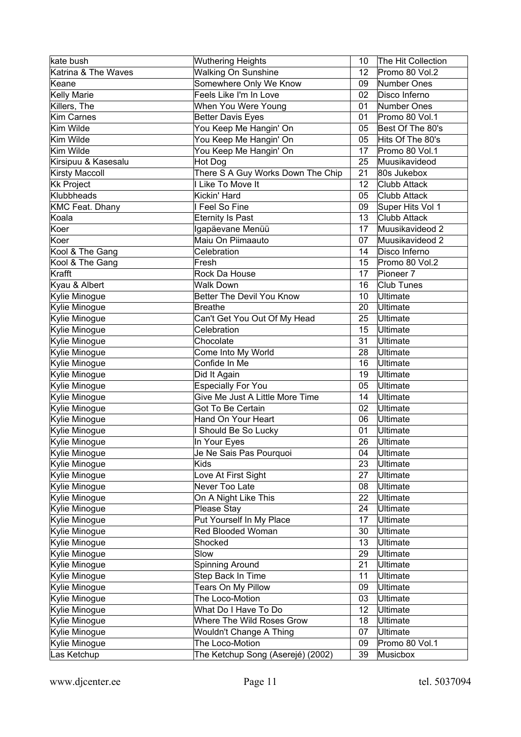| kate bush | Wuthering Heights | 10 | The Hit Collection |
|---|---|---|---|
| Katrina & The Waves | Walking On Sunshine | 12 | Promo 80 Vol.2 |
| Keane | Somewhere Only We Know | 09 | Number Ones |
| Kelly Marie | Feels Like I'm In Love | 02 | Disco Inferno |
| Killers, The | When You Were Young | 01 | Number Ones |
| Kim Carnes | Better Davis Eyes | 01 | Promo 80 Vol.1 |
| Kim Wilde | You Keep Me Hangin' On | 05 | Best Of The 80's |
| Kim Wilde | You Keep Me Hangin' On | 05 | Hits Of The 80's |
| Kim Wilde | You Keep Me Hangin' On | 17 | Promo 80 Vol.1 |
| Kirsipuu & Kasesalu | Hot Dog | 25 | Muusikavideod |
| Kirsty Maccoll | There S A Guy Works Down The Chip | 21 | 80s Jukebox |
| Kk Project | I Like To Move It | 12 | Clubb Attack |
| Klubbheads | Kickin' Hard | 05 | Clubb Attack |
| KMC Feat. Dhany | I Feel So Fine | 09 | Super Hits Vol 1 |
| Koala | Eternity Is Past | 13 | Clubb Attack |
| Koer | Igapäevane Menüü | 17 | Muusikavideod 2 |
| Koer | Maiu On Piimaauto | 07 | Muusikavideod 2 |
| Kool & The Gang | Celebration | 14 | Disco Inferno |
| Kool & The Gang | Fresh | 15 | Promo 80 Vol.2 |
| Krafft | Rock Da House | 17 | Pioneer 7 |
| Kyau & Albert | Walk Down | 16 | Club Tunes |
| Kylie Minogue | Better The Devil You Know | 10 | Ultimate |
| Kylie Minogue | Breathe | 20 | Ultimate |
| Kylie Minogue | Can't Get You Out Of My Head | 25 | Ultimate |
| Kylie Minogue | Celebration | 15 | Ultimate |
| Kylie Minogue | Chocolate | 31 | Ultimate |
| Kylie Minogue | Come Into My World | 28 | Ultimate |
| Kylie Minogue | Confide In Me | 16 | Ultimate |
| Kylie Minogue | Did It Again | 19 | Ultimate |
| Kylie Minogue | Especially For You | 05 | Ultimate |
| Kylie Minogue | Give Me Just A Little More Time | 14 | Ultimate |
| Kylie Minogue | Got To Be Certain | 02 | Ultimate |
| Kylie Minogue | Hand On Your Heart | 06 | Ultimate |
| Kylie Minogue | I Should Be So Lucky | 01 | Ultimate |
| Kylie Minogue | In Your Eyes | 26 | Ultimate |
| Kylie Minogue | Je Ne Sais Pas Pourquoi | 04 | Ultimate |
| Kylie Minogue | Kids | 23 | Ultimate |
| Kylie Minogue | Love At First Sight | 27 | Ultimate |
| Kylie Minogue | Never Too Late | 08 | Ultimate |
| Kylie Minogue | On A Night Like This | 22 | Ultimate |
| Kylie Minogue | Please Stay | 24 | Ultimate |
| Kylie Minogue | Put Yourself In My Place | 17 | Ultimate |
| Kylie Minogue | Red Blooded Woman | 30 | Ultimate |
| Kylie Minogue | Shocked | 13 | Ultimate |
| Kylie Minogue | Slow | 29 | Ultimate |
| Kylie Minogue | Spinning Around | 21 | Ultimate |
| Kylie Minogue | Step Back In Time | 11 | Ultimate |
| Kylie Minogue | Tears On My Pillow | 09 | Ultimate |
| Kylie Minogue | The Loco-Motion | 03 | Ultimate |
| Kylie Minogue | What Do I Have To Do | 12 | Ultimate |
| Kylie Minogue | Where The Wild Roses Grow | 18 | Ultimate |
| Kylie Minogue | Wouldn't Change A Thing | 07 | Ultimate |
| Kylie Minogue | The Loco-Motion | 09 | Promo 80 Vol.1 |
| Las Ketchup | The Ketchup Song (Aserejé) (2002) | 39 | Musicbox |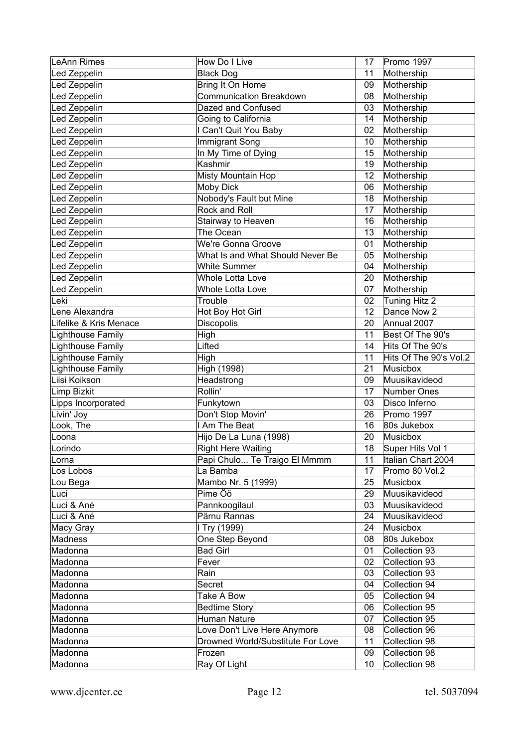| LeAnn Rimes | How Do I Live | 17 | Promo 1997 |
|---|---|---|---|
| Led Zeppelin | Black Dog | 11 | Mothership |
| Led Zeppelin | Bring It On Home | 09 | Mothership |
| Led Zeppelin | Communication Breakdown | 08 | Mothership |
| Led Zeppelin | Dazed and Confused | 03 | Mothership |
| Led Zeppelin | Going to California | 14 | Mothership |
| Led Zeppelin | I Can't Quit You Baby | 02 | Mothership |
| Led Zeppelin | Immigrant Song | 10 | Mothership |
| Led Zeppelin | In My Time of Dying | 15 | Mothership |
| Led Zeppelin | Kashmir | 19 | Mothership |
| Led Zeppelin | Misty Mountain Hop | 12 | Mothership |
| Led Zeppelin | Moby Dick | 06 | Mothership |
| Led Zeppelin | Nobody's Fault but Mine | 18 | Mothership |
| Led Zeppelin | Rock and Roll | 17 | Mothership |
| Led Zeppelin | Stairway to Heaven | 16 | Mothership |
| Led Zeppelin | The Ocean | 13 | Mothership |
| Led Zeppelin | We're Gonna Groove | 01 | Mothership |
| Led Zeppelin | What Is and What Should Never Be | 05 | Mothership |
| Led Zeppelin | White Summer | 04 | Mothership |
| Led Zeppelin | Whole Lotta Love | 20 | Mothership |
| Led Zeppelin | Whole Lotta Love | 07 | Mothership |
| Leki | Trouble | 02 | Tuning Hitz 2 |
| Lene Alexandra | Hot Boy Hot Girl | 12 | Dance Now 2 |
| Lifelike & Kris Menace | Discopolis | 20 | Annual 2007 |
| Lighthouse Family | High | 11 | Best Of The 90's |
| Lighthouse Family | Lifted | 14 | Hits Of The 90's |
| Lighthouse Family | High | 11 | Hits Of The 90's Vol.2 |
| Lighthouse Family | High (1998) | 21 | Musicbox |
| Liisi Koikson | Headstrong | 09 | Muusikavideod |
| Limp Bizkit | Rollin' | 17 | Number Ones |
| Lipps Incorporated | Funkytown | 03 | Disco Inferno |
| Livin' Joy | Don't Stop Movin' | 26 | Promo 1997 |
| Look, The | I Am The Beat | 16 | 80s Jukebox |
| Loona | Hijo De La Luna (1998) | 20 | Musicbox |
| Lorindo | Right Here Waiting | 18 | Super Hits Vol 1 |
| Lorna | Papi Chulo... Te Traigo El Mmmm | 11 | Italian Chart 2004 |
| Los Lobos | La Bamba | 17 | Promo 80 Vol.2 |
| Lou Bega | Mambo Nr. 5 (1999) | 25 | Musicbox |
| Luci | Pime Öö | 29 | Muusikavideod |
| Luci & Ané | Pannkoogilaul | 03 | Muusikavideod |
| Luci & Ané | Pärnu Rannas | 24 | Muusikavideod |
| Macy Gray | I Try (1999) | 24 | Musicbox |
| Madness | One Step Beyond | 08 | 80s Jukebox |
| Madonna | Bad Girl | 01 | Collection 93 |
| Madonna | Fever | 02 | Collection 93 |
| Madonna | Rain | 03 | Collection 93 |
| Madonna | Secret | 04 | Collection 94 |
| Madonna | Take A Bow | 05 | Collection 94 |
| Madonna | Bedtime Story | 06 | Collection 95 |
| Madonna | Human Nature | 07 | Collection 95 |
| Madonna | Love Don't Live Here Anymore | 08 | Collection 96 |
| Madonna | Drowned World/Substitute For Love | 11 | Collection 98 |
| Madonna | Frozen | 09 | Collection 98 |
| Madonna | Ray Of Light | 10 | Collection 98 |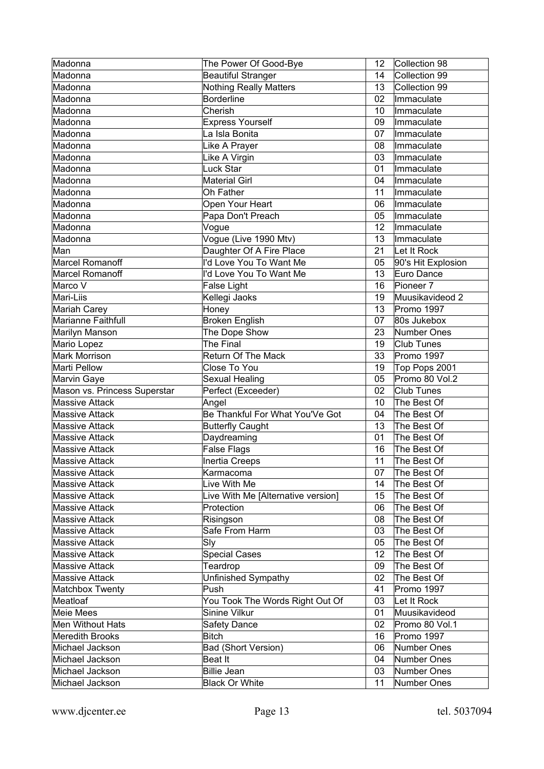| Madonna | The Power Of Good-Bye | 12 | Collection 98 |
|---|---|---|---|
| Madonna | Beautiful Stranger | 14 | Collection 99 |
| Madonna | Nothing Really Matters | 13 | Collection 99 |
| Madonna | Borderline | 02 | Immaculate |
| Madonna | Cherish | 10 | Immaculate |
| Madonna | Express Yourself | 09 | Immaculate |
| Madonna | La Isla Bonita | 07 | Immaculate |
| Madonna | Like A Prayer | 08 | Immaculate |
| Madonna | Like A Virgin | 03 | Immaculate |
| Madonna | Luck Star | 01 | Immaculate |
| Madonna | Material Girl | 04 | Immaculate |
| Madonna | Oh Father | 11 | Immaculate |
| Madonna | Open Your Heart | 06 | Immaculate |
| Madonna | Papa Don't Preach | 05 | Immaculate |
| Madonna | Vogue | 12 | Immaculate |
| Madonna | Vogue (Live 1990 Mtv) | 13 | Immaculate |
| Man | Daughter Of A Fire Place | 21 | Let It Rock |
| Marcel Romanoff | I'd Love You To Want Me | 05 | 90's Hit Explosion |
| Marcel Romanoff | I'd Love You To Want Me | 13 | Euro Dance |
| Marco V | False Light | 16 | Pioneer 7 |
| Mari-Liis | Kellegi Jaoks | 19 | Muusikavideod 2 |
| Mariah Carey | Honey | 13 | Promo 1997 |
| Marianne Faithfull | Broken English | 07 | 80s Jukebox |
| Marilyn Manson | The Dope Show | 23 | Number Ones |
| Mario Lopez | The Final | 19 | Club Tunes |
| Mark Morrison | Return Of The Mack | 33 | Promo 1997 |
| Marti Pellow | Close To You | 19 | Top Pops 2001 |
| Marvin Gaye | Sexual Healing | 05 | Promo 80 Vol.2 |
| Mason vs. Princess Superstar | Perfect (Exceeder) | 02 | Club Tunes |
| Massive Attack | Angel | 10 | The Best Of |
| Massive Attack | Be Thankful For What You'Ve Got | 04 | The Best Of |
| Massive Attack | Butterfly Caught | 13 | The Best Of |
| Massive Attack | Daydreaming | 01 | The Best Of |
| Massive Attack | False Flags | 16 | The Best Of |
| Massive Attack | Inertia Creeps | 11 | The Best Of |
| Massive Attack | Karmacoma | 07 | The Best Of |
| Massive Attack | Live With Me | 14 | The Best Of |
| Massive Attack | Live With Me [Alternative version] | 15 | The Best Of |
| Massive Attack | Protection | 06 | The Best Of |
| Massive Attack | Risingson | 08 | The Best Of |
| Massive Attack | Safe From Harm | 03 | The Best Of |
| Massive Attack | Sly | 05 | The Best Of |
| Massive Attack | Special Cases | 12 | The Best Of |
| Massive Attack | Teardrop | 09 | The Best Of |
| Massive Attack | Unfinished Sympathy | 02 | The Best Of |
| Matchbox Twenty | Push | 41 | Promo 1997 |
| Meatloaf | You Took The Words Right Out Of | 03 | Let It Rock |
| Meie Mees | Sinine Vilkur | 01 | Muusikavideod |
| Men Without Hats | Safety Dance | 02 | Promo 80 Vol.1 |
| Meredith Brooks | Bitch | 16 | Promo 1997 |
| Michael Jackson | Bad (Short Version) | 06 | Number Ones |
| Michael Jackson | Beat It | 04 | Number Ones |
| Michael Jackson | Billie Jean | 03 | Number Ones |
| Michael Jackson | Black Or White | 11 | Number Ones |

www.djcenter.ee tel. 5037094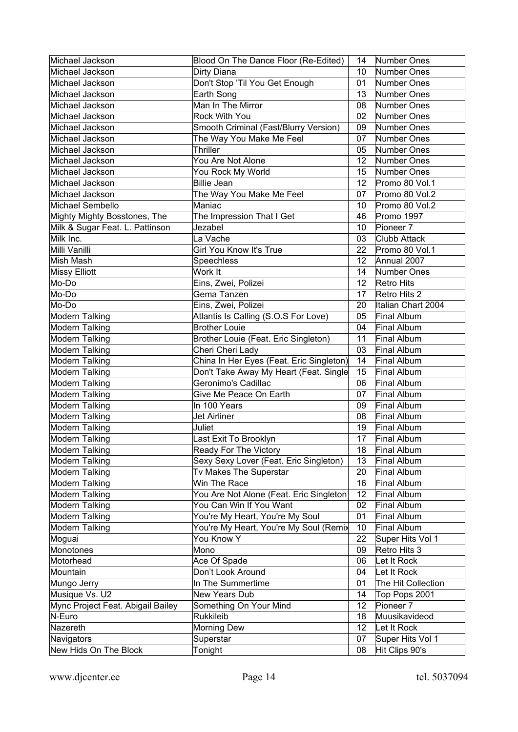| Michael Jackson | Blood On The Dance Floor (Re-Edited) | 14 | Number Ones |
|---|---|---|---|
| Michael Jackson | Dirty Diana | 10 | Number Ones |
| Michael Jackson | Don't Stop 'Til You Get Enough | 01 | Number Ones |
| Michael Jackson | Earth Song | 13 | Number Ones |
| Michael Jackson | Man In The Mirror | 08 | Number Ones |
| Michael Jackson | Rock With You | 02 | Number Ones |
| Michael Jackson | Smooth Criminal (Fast/Blurry Version) | 09 | Number Ones |
| Michael Jackson | The Way You Make Me Feel | 07 | Number Ones |
| Michael Jackson | Thriller | 05 | Number Ones |
| Michael Jackson | You Are Not Alone | 12 | Number Ones |
| Michael Jackson | You Rock My World | 15 | Number Ones |
| Michael Jackson | Billie Jean | 12 | Promo 80 Vol.1 |
| Michael Jackson | The Way You Make Me Feel | 07 | Promo 80 Vol.2 |
| Michael Sembello | Maniac | 10 | Promo 80 Vol.2 |
| Mighty Mighty Bosstones, The | The Impression That I Get | 46 | Promo 1997 |
| Milk & Sugar Feat. L. Pattinson | Jezabel | 10 | Pioneer 7 |
| Milk Inc. | La Vache | 03 | Clubb Attack |
| Milli Vanilli | Girl You Know It's True | 22 | Promo 80 Vol.1 |
| Mish Mash | Speechless | 12 | Annual 2007 |
| Missy Elliott | Work It | 14 | Number Ones |
| Mo-Do | Eins, Zwei, Polizei | 12 | Retro Hits |
| Mo-Do | Gema Tanzen | 17 | Retro Hits 2 |
| Mo-Do | Eins, Zwei, Polizei | 20 | Italian Chart 2004 |
| Modern Talking | Atlantis Is Calling (S.O.S For Love) | 05 | Final Album |
| Modern Talking | Brother Louie | 04 | Final Album |
| Modern Talking | Brother Louie (Feat. Eric Singleton) | 11 | Final Album |
| Modern Talking | Cheri Cheri Lady | 03 | Final Album |
| Modern Talking | China In Her Eyes (Feat. Eric Singleton) | 14 | Final Album |
| Modern Talking | Don't Take Away My Heart (Feat. Single | 15 | Final Album |
| Modern Talking | Geronimo's Cadillac | 06 | Final Album |
| Modern Talking | Give Me Peace On Earth | 07 | Final Album |
| Modern Talking | In 100 Years | 09 | Final Album |
| Modern Talking | Jet Airliner | 08 | Final Album |
| Modern Talking | Juliet | 19 | Final Album |
| Modern Talking | Last Exit To Brooklyn | 17 | Final Album |
| Modern Talking | Ready For The Victory | 18 | Final Album |
| Modern Talking | Sexy Sexy Lover (Feat. Eric Singleton) | 13 | Final Album |
| Modern Talking | Tv Makes The Superstar | 20 | Final Album |
| Modern Talking | Win The Race | 16 | Final Album |
| Modern Talking | You Are Not Alone (Feat. Eric Singleton | 12 | Final Album |
| Modern Talking | You Can Win If You Want | 02 | Final Album |
| Modern Talking | You're My Heart, You're My Soul | 01 | Final Album |
| Modern Talking | You're My Heart, You're My Soul (Remix | 10 | Final Album |
| Moguai | You Know Y | 22 | Super Hits Vol 1 |
| Monotones | Mono | 09 | Retro Hits 3 |
| Motorhead | Ace Of Spade | 06 | Let It Rock |
| Mountain | Don't Look Around | 04 | Let It Rock |
| Mungo Jerry | In The Summertime | 01 | The Hit Collection |
| Musique Vs. U2 | New Years Dub | 14 | Top Pops 2001 |
| Mync Project Feat. Abigail Bailey | Something On Your Mind | 12 | Pioneer 7 |
| N-Euro | Rukkileib | 18 | Muusikavideod |
| Nazereth | Morning Dew | 12 | Let It Rock |
| Navigators | Superstar | 07 | Super Hits Vol 1 |
| New Hids On The Block | Tonight | 08 | Hit Clips 90's |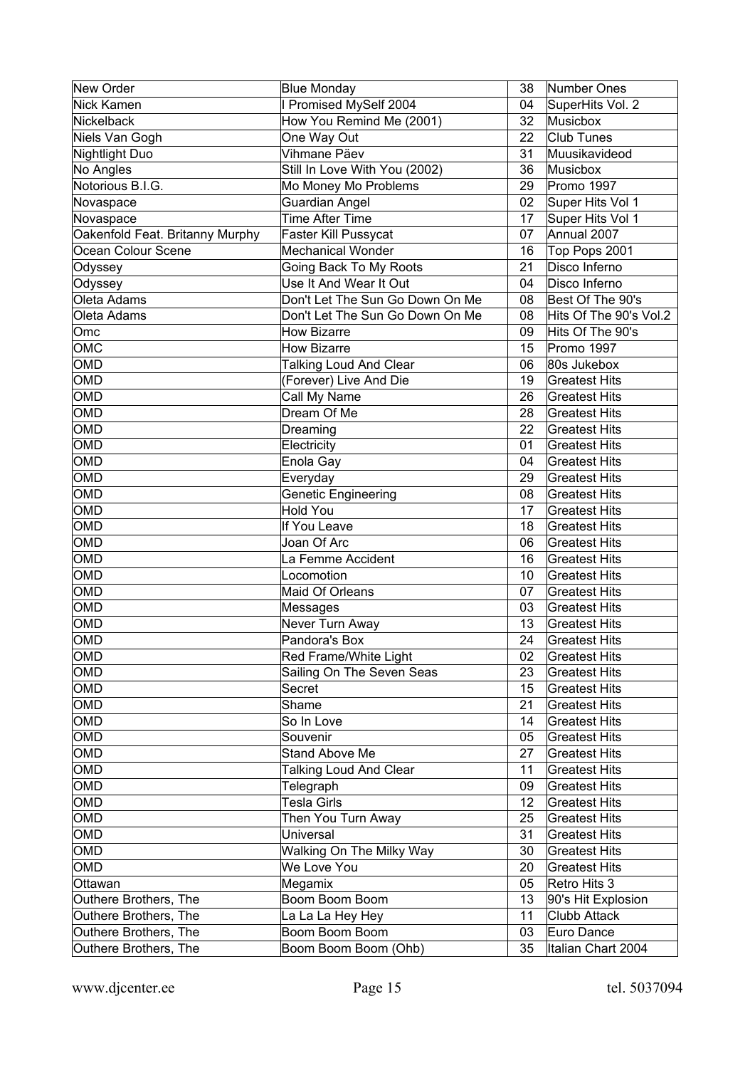| New Order | Blue Monday | 38 | Number Ones |
|---|---|---|---|
| Nick Kamen | I Promised MySelf 2004 | 04 | SuperHits Vol. 2 |
| Nickelback | How You Remind Me (2001) | 32 | Musicbox |
| Niels Van Gogh | One Way Out | 22 | Club Tunes |
| Nightlight Duo | Vihmane Päev | 31 | Muusikavideod |
| No Angles | Still In Love With You (2002) | 36 | Musicbox |
| Notorious B.I.G. | Mo Money Mo Problems | 29 | Promo 1997 |
| Novaspace | Guardian Angel | 02 | Super Hits Vol 1 |
| Novaspace | Time After Time | 17 | Super Hits Vol 1 |
| Oakenfold Feat. Britanny Murphy | Faster Kill Pussycat | 07 | Annual 2007 |
| Ocean Colour Scene | Mechanical Wonder | 16 | Top Pops 2001 |
| Odyssey | Going Back To My Roots | 21 | Disco Inferno |
| Odyssey | Use It And Wear It Out | 04 | Disco Inferno |
| Oleta Adams | Don't Let The Sun Go Down On Me | 08 | Best Of The 90's |
| Oleta Adams | Don't Let The Sun Go Down On Me | 08 | Hits Of The 90's Vol.2 |
| Omc | How Bizarre | 09 | Hits Of The 90's |
| OMC | How Bizarre | 15 | Promo 1997 |
| OMD | Talking Loud And Clear | 06 | 80s Jukebox |
| OMD | (Forever) Live And Die | 19 | Greatest Hits |
| OMD | Call My Name | 26 | Greatest Hits |
| OMD | Dream Of Me | 28 | Greatest Hits |
| OMD | Dreaming | 22 | Greatest Hits |
| OMD | Electricity | 01 | Greatest Hits |
| OMD | Enola Gay | 04 | Greatest Hits |
| OMD | Everyday | 29 | Greatest Hits |
| OMD | Genetic Engineering | 08 | Greatest Hits |
| OMD | Hold You | 17 | Greatest Hits |
| OMD | If You Leave | 18 | Greatest Hits |
| OMD | Joan Of Arc | 06 | Greatest Hits |
| OMD | La Femme Accident | 16 | Greatest Hits |
| OMD | Locomotion | 10 | Greatest Hits |
| OMD | Maid Of Orleans | 07 | Greatest Hits |
| OMD | Messages | 03 | Greatest Hits |
| OMD | Never Turn Away | 13 | Greatest Hits |
| OMD | Pandora's Box | 24 | Greatest Hits |
| OMD | Red Frame/White Light | 02 | Greatest Hits |
| OMD | Sailing On The Seven Seas | 23 | Greatest Hits |
| OMD | Secret | 15 | Greatest Hits |
| OMD | Shame | 21 | Greatest Hits |
| OMD | So In Love | 14 | Greatest Hits |
| OMD | Souvenir | 05 | Greatest Hits |
| OMD | Stand Above Me | 27 | Greatest Hits |
| OMD | Talking Loud And Clear | 11 | Greatest Hits |
| OMD | Telegraph | 09 | Greatest Hits |
| OMD | Tesla Girls | 12 | Greatest Hits |
| OMD | Then You Turn Away | 25 | Greatest Hits |
| OMD | Universal | 31 | Greatest Hits |
| OMD | Walking On The Milky Way | 30 | Greatest Hits |
| OMD | We Love You | 20 | Greatest Hits |
| Ottawan | Megamix | 05 | Retro Hits 3 |
| Outhere Brothers, The | Boom Boom Boom | 13 | 90's Hit Explosion |
| Outhere Brothers, The | La La La Hey Hey | 11 | Clubb Attack |
| Outhere Brothers, The | Boom Boom Boom | 03 | Euro Dance |
| Outhere Brothers, The | Boom Boom Boom (Ohb) | 35 | Italian Chart 2004 |

www.djcenter.ee tel. 5037094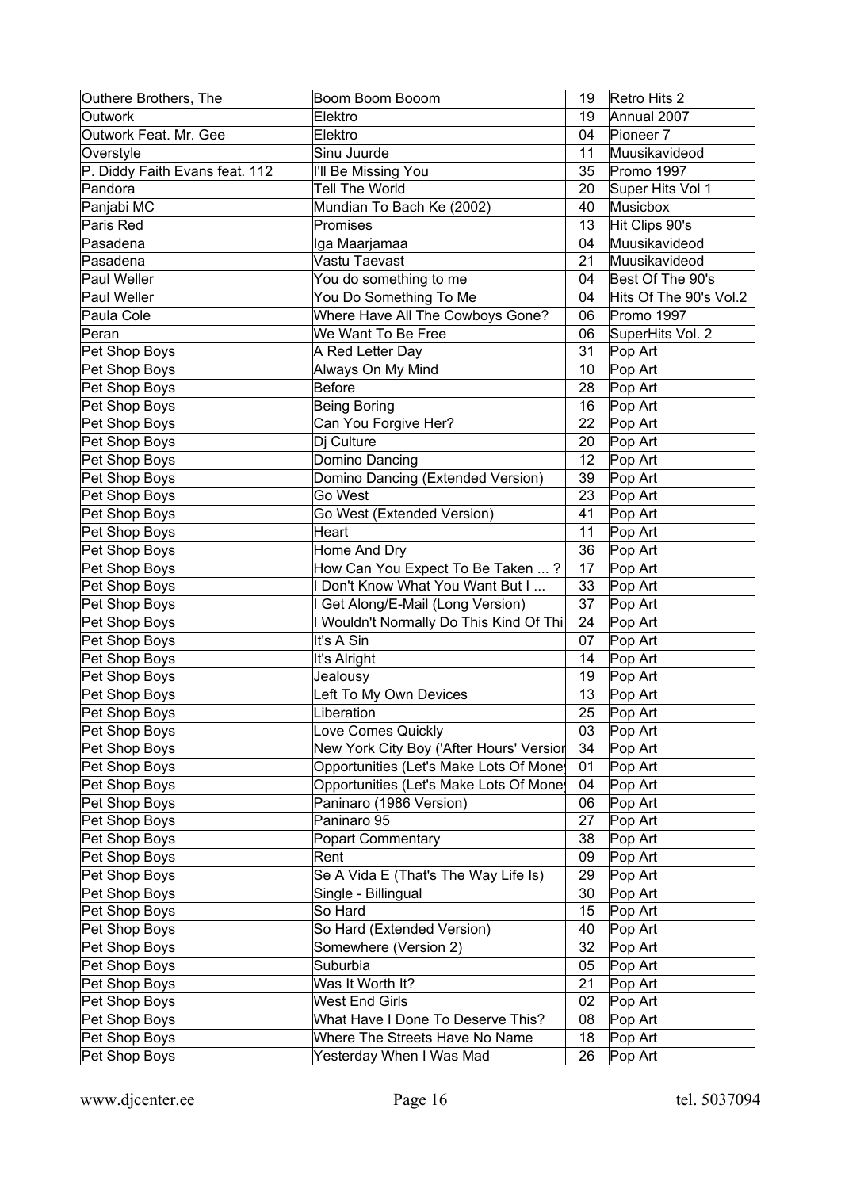| | | | |
|---|---|---|---|
| Outhere Brothers, The | Boom Boom Booom | 19 | Retro Hits 2 |
| Outwork | Elektro | 19 | Annual 2007 |
| Outwork Feat. Mr. Gee | Elektro | 04 | Pioneer 7 |
| Overstyle | Sinu Juurde | 11 | Muusikavideod |
| P. Diddy Faith Evans feat. 112 | I'll Be Missing You | 35 | Promo 1997 |
| Pandora | Tell The World | 20 | Super Hits Vol 1 |
| Panjabi MC | Mundian To Bach Ke (2002) | 40 | Musicbox |
| Paris Red | Promises | 13 | Hit Clips 90's |
| Pasadena | Iga Maarjamaa | 04 | Muusikavideod |
| Pasadena | Vastu Taevast | 21 | Muusikavideod |
| Paul Weller | You do something to me | 04 | Best Of The 90's |
| Paul Weller | You Do Something To Me | 04 | Hits Of The 90's Vol.2 |
| Paula Cole | Where Have All The Cowboys Gone? | 06 | Promo 1997 |
| Peran | We Want To Be Free | 06 | SuperHits Vol. 2 |
| Pet Shop Boys | A Red Letter Day | 31 | Pop Art |
| Pet Shop Boys | Always On My Mind | 10 | Pop Art |
| Pet Shop Boys | Before | 28 | Pop Art |
| Pet Shop Boys | Being Boring | 16 | Pop Art |
| Pet Shop Boys | Can You Forgive Her? | 22 | Pop Art |
| Pet Shop Boys | Dj Culture | 20 | Pop Art |
| Pet Shop Boys | Domino Dancing | 12 | Pop Art |
| Pet Shop Boys | Domino Dancing (Extended Version) | 39 | Pop Art |
| Pet Shop Boys | Go West | 23 | Pop Art |
| Pet Shop Boys | Go West (Extended Version) | 41 | Pop Art |
| Pet Shop Boys | Heart | 11 | Pop Art |
| Pet Shop Boys | Home And Dry | 36 | Pop Art |
| Pet Shop Boys | How Can You Expect To Be Taken ... ? | 17 | Pop Art |
| Pet Shop Boys | I Don't Know What You Want But I ... | 33 | Pop Art |
| Pet Shop Boys | I Get Along/E-Mail (Long Version) | 37 | Pop Art |
| Pet Shop Boys | I Wouldn't Normally Do This Kind Of Thi | 24 | Pop Art |
| Pet Shop Boys | It's A Sin | 07 | Pop Art |
| Pet Shop Boys | It's Alright | 14 | Pop Art |
| Pet Shop Boys | Jealousy | 19 | Pop Art |
| Pet Shop Boys | Left To My Own Devices | 13 | Pop Art |
| Pet Shop Boys | Liberation | 25 | Pop Art |
| Pet Shop Boys | Love Comes Quickly | 03 | Pop Art |
| Pet Shop Boys | New York City Boy ('After Hours' Versior | 34 | Pop Art |
| Pet Shop Boys | Opportunities (Let's Make Lots Of Mone | 01 | Pop Art |
| Pet Shop Boys | Opportunities (Let's Make Lots Of Mone | 04 | Pop Art |
| Pet Shop Boys | Paninaro (1986 Version) | 06 | Pop Art |
| Pet Shop Boys | Paninaro 95 | 27 | Pop Art |
| Pet Shop Boys | Popart Commentary | 38 | Pop Art |
| Pet Shop Boys | Rent | 09 | Pop Art |
| Pet Shop Boys | Se A Vida E (That's The Way Life Is) | 29 | Pop Art |
| Pet Shop Boys | Single - Billingual | 30 | Pop Art |
| Pet Shop Boys | So Hard | 15 | Pop Art |
| Pet Shop Boys | So Hard (Extended Version) | 40 | Pop Art |
| Pet Shop Boys | Somewhere (Version 2) | 32 | Pop Art |
| Pet Shop Boys | Suburbia | 05 | Pop Art |
| Pet Shop Boys | Was It Worth It? | 21 | Pop Art |
| Pet Shop Boys | West End Girls | 02 | Pop Art |
| Pet Shop Boys | What Have I Done To Deserve This? | 08 | Pop Art |
| Pet Shop Boys | Where The Streets Have No Name | 18 | Pop Art |
| Pet Shop Boys | Yesterday When I Was Mad | 26 | Pop Art |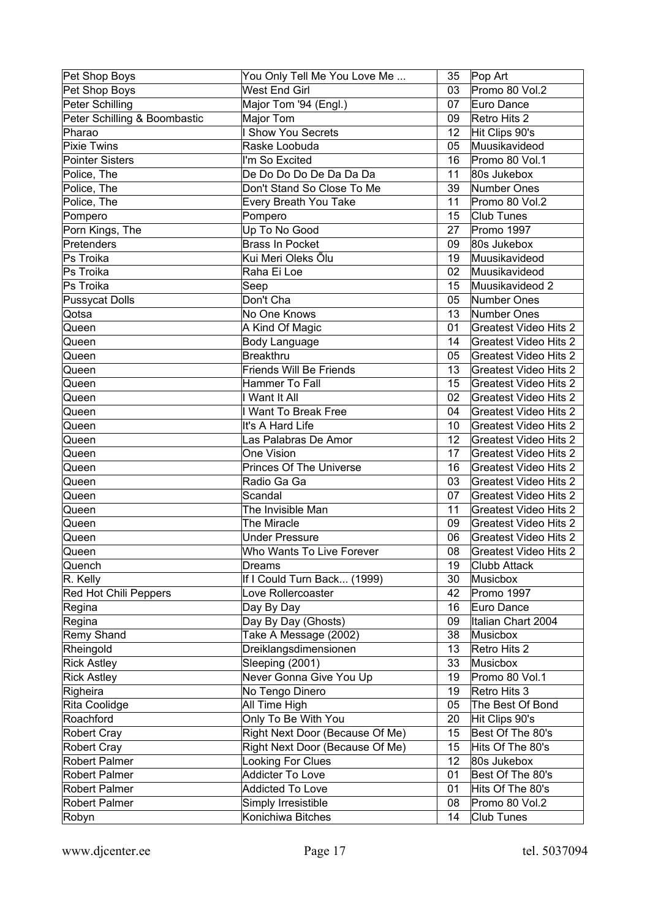| Pet Shop Boys | You Only Tell Me You Love Me ... | 35 | Pop Art |
|---|---|---|---|
| Pet Shop Boys | West End Girl | 03 | Promo 80 Vol.2 |
| Peter Schilling | Major Tom '94 (Engl.) | 07 | Euro Dance |
| Peter Schilling & Boombastic | Major Tom | 09 | Retro Hits 2 |
| Pharao | I Show You Secrets | 12 | Hit Clips 90's |
| Pixie Twins | Raske Loobuda | 05 | Muusikavideod |
| Pointer Sisters | I'm So Excited | 16 | Promo 80 Vol.1 |
| Police, The | De Do Do Do De Da Da Da | 11 | 80s Jukebox |
| Police, The | Don't Stand So Close To Me | 39 | Number Ones |
| Police, The | Every Breath You Take | 11 | Promo 80 Vol.2 |
| Pompero | Pompero | 15 | Club Tunes |
| Porn Kings, The | Up To No Good | 27 | Promo 1997 |
| Pretenders | Brass In Pocket | 09 | 80s Jukebox |
| Ps Troika | Kui Meri Oleks Õlu | 19 | Muusikavideod |
| Ps Troika | Raha Ei Loe | 02 | Muusikavideod |
| Ps Troika | Seep | 15 | Muusikavideod 2 |
| Pussycat Dolls | Don't Cha | 05 | Number Ones |
| Qotsa | No One Knows | 13 | Number Ones |
| Queen | A Kind Of Magic | 01 | Greatest Video Hits 2 |
| Queen | Body Language | 14 | Greatest Video Hits 2 |
| Queen | Breakthru | 05 | Greatest Video Hits 2 |
| Queen | Friends Will Be Friends | 13 | Greatest Video Hits 2 |
| Queen | Hammer To Fall | 15 | Greatest Video Hits 2 |
| Queen | I Want It All | 02 | Greatest Video Hits 2 |
| Queen | I Want To Break Free | 04 | Greatest Video Hits 2 |
| Queen | It's A Hard Life | 10 | Greatest Video Hits 2 |
| Queen | Las Palabras De Amor | 12 | Greatest Video Hits 2 |
| Queen | One Vision | 17 | Greatest Video Hits 2 |
| Queen | Princes Of The Universe | 16 | Greatest Video Hits 2 |
| Queen | Radio Ga Ga | 03 | Greatest Video Hits 2 |
| Queen | Scandal | 07 | Greatest Video Hits 2 |
| Queen | The Invisible Man | 11 | Greatest Video Hits 2 |
| Queen | The Miracle | 09 | Greatest Video Hits 2 |
| Queen | Under Pressure | 06 | Greatest Video Hits 2 |
| Queen | Who Wants To Live Forever | 08 | Greatest Video Hits 2 |
| Quench | Dreams | 19 | Clubb Attack |
| R. Kelly | If I Could Turn Back... (1999) | 30 | Musicbox |
| Red Hot Chili Peppers | Love Rollercoaster | 42 | Promo 1997 |
| Regina | Day By Day | 16 | Euro Dance |
| Regina | Day By Day (Ghosts) | 09 | Italian Chart 2004 |
| Remy Shand | Take A Message (2002) | 38 | Musicbox |
| Rheingold | Dreiklangsdimensionen | 13 | Retro Hits 2 |
| Rick Astley | Sleeping (2001) | 33 | Musicbox |
| Rick Astley | Never Gonna Give You Up | 19 | Promo 80 Vol.1 |
| Righeira | No Tengo Dinero | 19 | Retro Hits 3 |
| Rita Coolidge | All Time High | 05 | The Best Of Bond |
| Roachford | Only To Be With You | 20 | Hit Clips 90's |
| Robert Cray | Right Next Door (Because Of Me) | 15 | Best Of The 80's |
| Robert Cray | Right Next Door (Because Of Me) | 15 | Hits Of The 80's |
| Robert Palmer | Looking For Clues | 12 | 80s Jukebox |
| Robert Palmer | Addicter To Love | 01 | Best Of The 80's |
| Robert Palmer | Addicted To Love | 01 | Hits Of The 80's |
| Robert Palmer | Simply Irresistible | 08 | Promo 80 Vol.2 |
| Robyn | Konichiwa Bitches | 14 | Club Tunes |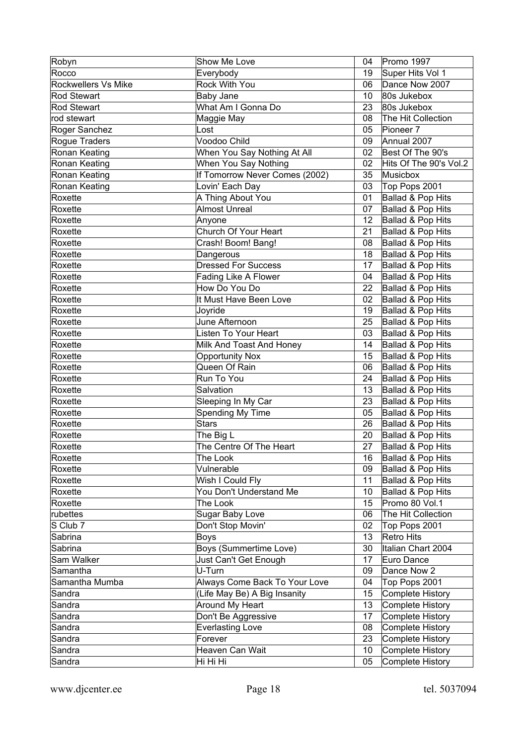| Robyn | Show Me Love | 04 | Promo 1997 |
|---|---|---|---|
| Rocco | Everybody | 19 | Super Hits Vol 1 |
| Rockwellers Vs Mike | Rock With You | 06 | Dance Now 2007 |
| Rod Stewart | Baby Jane | 10 | 80s Jukebox |
| Rod Stewart | What Am I Gonna Do | 23 | 80s Jukebox |
| rod stewart | Maggie May | 08 | The Hit Collection |
| Roger Sanchez | Lost | 05 | Pioneer 7 |
| Rogue Traders | Voodoo Child | 09 | Annual 2007 |
| Ronan Keating | When You Say Nothing At All | 02 | Best Of The 90's |
| Ronan Keating | When You Say Nothing | 02 | Hits Of The 90's Vol.2 |
| Ronan Keating | If Tomorrow Never Comes (2002) | 35 | Musicbox |
| Ronan Keating | Lovin' Each Day | 03 | Top Pops 2001 |
| Roxette | A Thing About You | 01 | Ballad & Pop Hits |
| Roxette | Almost Unreal | 07 | Ballad & Pop Hits |
| Roxette | Anyone | 12 | Ballad & Pop Hits |
| Roxette | Church Of Your Heart | 21 | Ballad & Pop Hits |
| Roxette | Crash! Boom! Bang! | 08 | Ballad & Pop Hits |
| Roxette | Dangerous | 18 | Ballad & Pop Hits |
| Roxette | Dressed For Success | 17 | Ballad & Pop Hits |
| Roxette | Fading Like A Flower | 04 | Ballad & Pop Hits |
| Roxette | How Do You Do | 22 | Ballad & Pop Hits |
| Roxette | It Must Have Been Love | 02 | Ballad & Pop Hits |
| Roxette | Joyride | 19 | Ballad & Pop Hits |
| Roxette | June Afternoon | 25 | Ballad & Pop Hits |
| Roxette | Listen To Your Heart | 03 | Ballad & Pop Hits |
| Roxette | Milk And Toast And Honey | 14 | Ballad & Pop Hits |
| Roxette | Opportunity Nox | 15 | Ballad & Pop Hits |
| Roxette | Queen Of Rain | 06 | Ballad & Pop Hits |
| Roxette | Run To You | 24 | Ballad & Pop Hits |
| Roxette | Salvation | 13 | Ballad & Pop Hits |
| Roxette | Sleeping In My Car | 23 | Ballad & Pop Hits |
| Roxette | Spending My Time | 05 | Ballad & Pop Hits |
| Roxette | Stars | 26 | Ballad & Pop Hits |
| Roxette | The Big L | 20 | Ballad & Pop Hits |
| Roxette | The Centre Of The Heart | 27 | Ballad & Pop Hits |
| Roxette | The Look | 16 | Ballad & Pop Hits |
| Roxette | Vulnerable | 09 | Ballad & Pop Hits |
| Roxette | Wish I Could Fly | 11 | Ballad & Pop Hits |
| Roxette | You Don't Understand Me | 10 | Ballad & Pop Hits |
| Roxette | The Look | 15 | Promo 80 Vol.1 |
| rubettes | Sugar Baby Love | 06 | The Hit Collection |
| S Club 7 | Don't Stop Movin' | 02 | Top Pops 2001 |
| Sabrina | Boys | 13 | Retro Hits |
| Sabrina | Boys (Summertime Love) | 30 | Italian Chart 2004 |
| Sam Walker | Just Can't Get Enough | 17 | Euro Dance |
| Samantha | U-Turn | 09 | Dance Now 2 |
| Samantha Mumba | Always Come Back To Your Love | 04 | Top Pops 2001 |
| Sandra | (Life May Be) A Big Insanity | 15 | Complete History |
| Sandra | Around My Heart | 13 | Complete History |
| Sandra | Don't Be Aggressive | 17 | Complete History |
| Sandra | Everlasting Love | 08 | Complete History |
| Sandra | Forever | 23 | Complete History |
| Sandra | Heaven Can Wait | 10 | Complete History |
| Sandra | Hi Hi Hi | 05 | Complete History |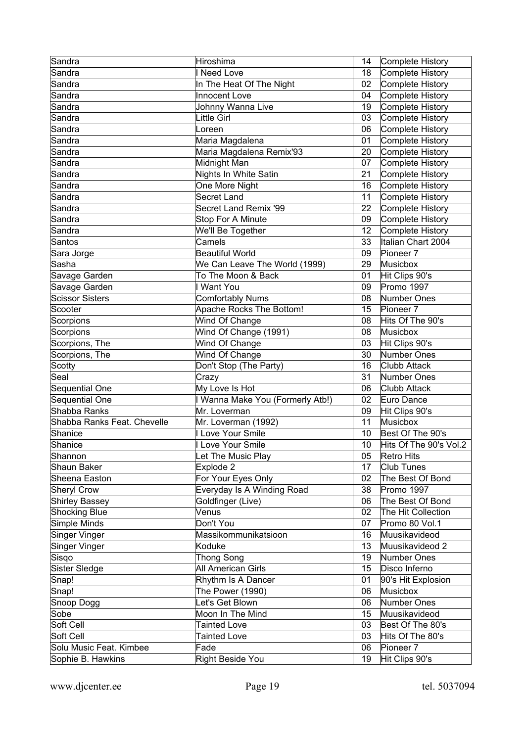| Sandra | Hiroshima | 14 | Complete History |
|---|---|---|---|
| Sandra | I Need Love | 18 | Complete History |
| Sandra | In The Heat Of The Night | 02 | Complete History |
| Sandra | Innocent Love | 04 | Complete History |
| Sandra | Johnny Wanna Live | 19 | Complete History |
| Sandra | Little Girl | 03 | Complete History |
| Sandra | Loreen | 06 | Complete History |
| Sandra | Maria Magdalena | 01 | Complete History |
| Sandra | Maria Magdalena Remix'93 | 20 | Complete History |
| Sandra | Midnight Man | 07 | Complete History |
| Sandra | Nights In White Satin | 21 | Complete History |
| Sandra | One More Night | 16 | Complete History |
| Sandra | Secret Land | 11 | Complete History |
| Sandra | Secret Land Remix '99 | 22 | Complete History |
| Sandra | Stop For A Minute | 09 | Complete History |
| Sandra | We'll Be Together | 12 | Complete History |
| Santos | Camels | 33 | Italian Chart 2004 |
| Sara Jorge | Beautiful World | 09 | Pioneer 7 |
| Sasha | We Can Leave The World (1999) | 29 | Musicbox |
| Savage Garden | To The Moon & Back | 01 | Hit Clips 90's |
| Savage Garden | I Want You | 09 | Promo 1997 |
| Scissor Sisters | Comfortably Nums | 08 | Number Ones |
| Scooter | Apache Rocks The Bottom! | 15 | Pioneer 7 |
| Scorpions | Wind Of Change | 08 | Hits Of The 90's |
| Scorpions | Wind Of Change (1991) | 08 | Musicbox |
| Scorpions, The | Wind Of Change | 03 | Hit Clips 90's |
| Scorpions, The | Wind Of Change | 30 | Number Ones |
| Scotty | Don't Stop (The Party) | 16 | Clubb Attack |
| Seal | Crazy | 31 | Number Ones |
| Sequential One | My Love Is Hot | 06 | Clubb Attack |
| Sequential One | I Wanna Make You (Formerly Atb!) | 02 | Euro Dance |
| Shabba Ranks | Mr. Loverman | 09 | Hit Clips 90's |
| Shabba Ranks Feat. Chevelle | Mr. Loverman (1992) | 11 | Musicbox |
| Shanice | I Love Your Smile | 10 | Best Of The 90's |
| Shanice | I Love Your Smile | 10 | Hits Of The 90's Vol.2 |
| Shannon | Let The Music Play | 05 | Retro Hits |
| Shaun Baker | Explode 2 | 17 | Club Tunes |
| Sheena Easton | For Your Eyes Only | 02 | The Best Of Bond |
| Sheryl Crow | Everyday Is A Winding Road | 38 | Promo 1997 |
| Shirley Bassey | Goldfinger (Live) | 06 | The Best Of Bond |
| Shocking Blue | Venus | 02 | The Hit Collection |
| Simple Minds | Don't You | 07 | Promo 80 Vol.1 |
| Singer Vinger | Massikommunikatsioon | 16 | Muusikavideod |
| Singer Vinger | Koduke | 13 | Muusikavideod 2 |
| Sisqo | Thong Song | 19 | Number Ones |
| Sister Sledge | All American Girls | 15 | Disco Inferno |
| Snap! | Rhythm Is A Dancer | 01 | 90's Hit Explosion |
| Snap! | The Power (1990) | 06 | Musicbox |
| Snoop Dogg | Let's Get Blown | 06 | Number Ones |
| Sobe | Moon In The Mind | 15 | Muusikavideod |
| Soft Cell | Tainted Love | 03 | Best Of The 80's |
| Soft Cell | Tainted Love | 03 | Hits Of The 80's |
| Solu Music Feat. Kimbee | Fade | 06 | Pioneer 7 |
| Sophie B. Hawkins | Right Beside You | 19 | Hit Clips 90's |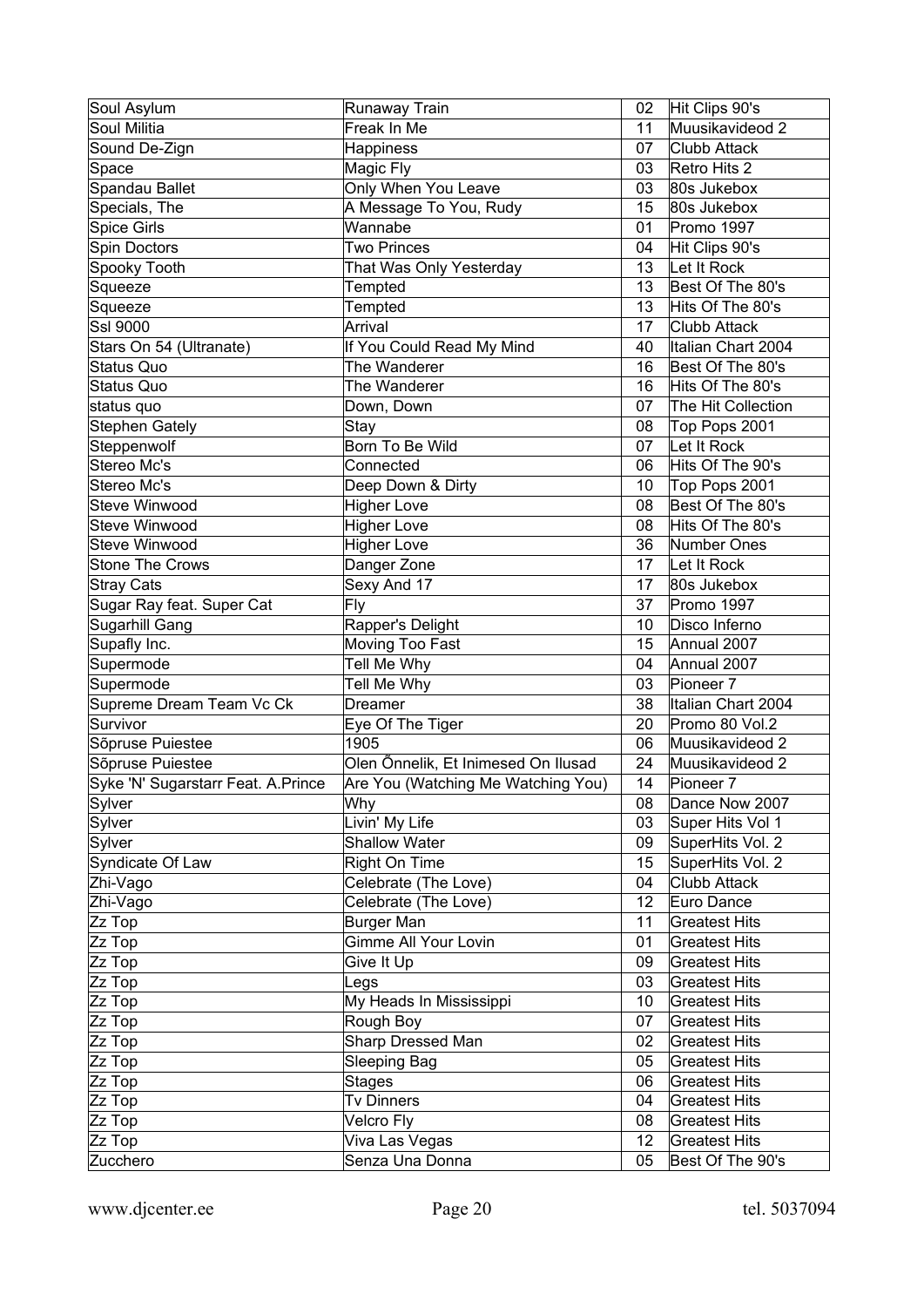| Soul Asylum | Runaway Train | 02 | Hit Clips 90's |
|---|---|---|---|
| Soul Militia | Freak In Me | 11 | Muusikavideod 2 |
| Sound De-Zign | Happiness | 07 | Clubb Attack |
| Space | Magic Fly | 03 | Retro Hits 2 |
| Spandau Ballet | Only When You Leave | 03 | 80s Jukebox |
| Specials, The | A Message To You, Rudy | 15 | 80s Jukebox |
| Spice Girls | Wannabe | 01 | Promo 1997 |
| Spin Doctors | Two Princes | 04 | Hit Clips 90's |
| Spooky Tooth | That Was Only Yesterday | 13 | Let It Rock |
| Squeeze | Tempted | 13 | Best Of The 80's |
| Squeeze | Tempted | 13 | Hits Of The 80's |
| Ssl 9000 | Arrival | 17 | Clubb Attack |
| Stars On 54 (Ultranate) | If You Could Read My Mind | 40 | Italian Chart 2004 |
| Status Quo | The Wanderer | 16 | Best Of The 80's |
| Status Quo | The Wanderer | 16 | Hits Of The 80's |
| status quo | Down, Down | 07 | The Hit Collection |
| Stephen Gately | Stay | 08 | Top Pops 2001 |
| Steppenwolf | Born To Be Wild | 07 | Let It Rock |
| Stereo Mc's | Connected | 06 | Hits Of The 90's |
| Stereo Mc's | Deep Down & Dirty | 10 | Top Pops 2001 |
| Steve Winwood | Higher Love | 08 | Best Of The 80's |
| Steve Winwood | Higher Love | 08 | Hits Of The 80's |
| Steve Winwood | Higher Love | 36 | Number Ones |
| Stone The Crows | Danger Zone | 17 | Let It Rock |
| Stray Cats | Sexy And 17 | 17 | 80s Jukebox |
| Sugar Ray feat. Super Cat | Fly | 37 | Promo 1997 |
| Sugarhill Gang | Rapper's Delight | 10 | Disco Inferno |
| Supafly Inc. | Moving Too Fast | 15 | Annual 2007 |
| Supermode | Tell Me Why | 04 | Annual 2007 |
| Supermode | Tell Me Why | 03 | Pioneer 7 |
| Supreme Dream Team Vc Ck | Dreamer | 38 | Italian Chart 2004 |
| Survivor | Eye Of The Tiger | 20 | Promo 80 Vol.2 |
| Sõpruse Puiestee | 1905 | 06 | Muusikavideod 2 |
| Sõpruse Puiestee | Olen Õnnelik, Et Inimesed On Ilusad | 24 | Muusikavideod 2 |
| Syke 'N' Sugarstarr Feat. A.Prince | Are You (Watching Me Watching You) | 14 | Pioneer 7 |
| Sylver | Why | 08 | Dance Now 2007 |
| Sylver | Livin' My Life | 03 | Super Hits Vol 1 |
| Sylver | Shallow Water | 09 | SuperHits Vol. 2 |
| Syndicate Of Law | Right On Time | 15 | SuperHits Vol. 2 |
| Zhi-Vago | Celebrate (The Love) | 04 | Clubb Attack |
| Zhi-Vago | Celebrate (The Love) | 12 | Euro Dance |
| Zz Top | Burger Man | 11 | Greatest Hits |
| Zz Top | Gimme All Your Lovin | 01 | Greatest Hits |
| Zz Top | Give It Up | 09 | Greatest Hits |
| Zz Top | Legs | 03 | Greatest Hits |
| Zz Top | My Heads In Mississippi | 10 | Greatest Hits |
| Zz Top | Rough Boy | 07 | Greatest Hits |
| Zz Top | Sharp Dressed Man | 02 | Greatest Hits |
| Zz Top | Sleeping Bag | 05 | Greatest Hits |
| Zz Top | Stages | 06 | Greatest Hits |
| Zz Top | Tv Dinners | 04 | Greatest Hits |
| Zz Top | Velcro Fly | 08 | Greatest Hits |
| Zz Top | Viva Las Vegas | 12 | Greatest Hits |
| Zucchero | Senza Una Donna | 05 | Best Of The 90's |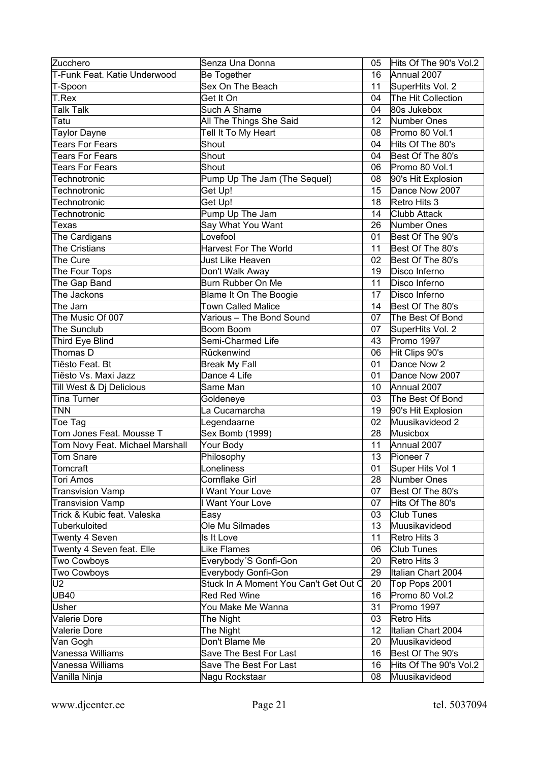| | | | |
|---|---|---|---|
| Zucchero | Senza Una Donna | 05 | Hits Of The 90's Vol.2 |
| T-Funk Feat. Katie Underwood | Be Together | 16 | Annual 2007 |
| T-Spoon | Sex On The Beach | 11 | SuperHits Vol. 2 |
| T.Rex | Get It On | 04 | The Hit Collection |
| Talk Talk | Such A Shame | 04 | 80s Jukebox |
| Tatu | All The Things She Said | 12 | Number Ones |
| Taylor Dayne | Tell It To My Heart | 08 | Promo 80 Vol.1 |
| Tears For Fears | Shout | 04 | Hits Of The 80's |
| Tears For Fears | Shout | 04 | Best Of The 80's |
| Tears For Fears | Shout | 06 | Promo 80 Vol.1 |
| Technotronic | Pump Up The Jam (The Sequel) | 08 | 90's Hit Explosion |
| Technotronic | Get Up! | 15 | Dance Now 2007 |
| Technotronic | Get Up! | 18 | Retro Hits 3 |
| Technotronic | Pump Up The Jam | 14 | Clubb Attack |
| Texas | Say What You Want | 26 | Number Ones |
| The Cardigans | Lovefool | 01 | Best Of The 90's |
| The Cristians | Harvest For The World | 11 | Best Of The 80's |
| The Cure | Just Like Heaven | 02 | Best Of The 80's |
| The Four Tops | Don't Walk Away | 19 | Disco Inferno |
| The Gap Band | Burn Rubber On Me | 11 | Disco Inferno |
| The Jackons | Blame It On The Boogie | 17 | Disco Inferno |
| The Jam | Town Called Malice | 14 | Best Of The 80's |
| The Music Of 007 | Various – The Bond Sound | 07 | The Best Of Bond |
| The Sunclub | Boom Boom | 07 | SuperHits Vol. 2 |
| Third Eye Blind | Semi-Charmed Life | 43 | Promo 1997 |
| Thomas D | Rückenwind | 06 | Hit Clips 90's |
| Tiësto Feat. Bt | Break My Fall | 01 | Dance Now 2 |
| Tiësto Vs. Maxi Jazz | Dance 4 Life | 01 | Dance Now 2007 |
| Till West & Dj Delicious | Same Man | 10 | Annual 2007 |
| Tina Turner | Goldeneye | 03 | The Best Of Bond |
| TNN | La Cucamarcha | 19 | 90's Hit Explosion |
| Toe Tag | Legendaarne | 02 | Muusikavideod 2 |
| Tom Jones Feat. Mousse T | Sex Bomb (1999) | 28 | Musicbox |
| Tom Novy Feat. Michael Marshall | Your Body | 11 | Annual 2007 |
| Tom Snare | Philosophy | 13 | Pioneer 7 |
| Tomcraft | Loneliness | 01 | Super Hits Vol 1 |
| Tori Amos | Cornflake Girl | 28 | Number Ones |
| Transvision Vamp | I Want Your Love | 07 | Best Of The 80's |
| Transvision Vamp | I Want Your Love | 07 | Hits Of The 80's |
| Trick & Kubic feat. Valeska | Easy | 03 | Club Tunes |
| Tuberkuloited | Ole Mu Silmades | 13 | Muusikavideod |
| Twenty 4 Seven | Is It Love | 11 | Retro Hits 3 |
| Twenty 4 Seven feat. Elle | Like Flames | 06 | Club Tunes |
| Two Cowboys | Everybody´S Gonfi-Gon | 20 | Retro Hits 3 |
| Two Cowboys | Everybody Gonfi-Gon | 29 | Italian Chart 2004 |
| U2 | Stuck In A Moment You Can't Get Out O | 20 | Top Pops 2001 |
| UB40 | Red Red Wine | 16 | Promo 80 Vol.2 |
| Usher | You Make Me Wanna | 31 | Promo 1997 |
| Valerie Dore | The Night | 03 | Retro Hits |
| Valerie Dore | The Night | 12 | Italian Chart 2004 |
| Van Gogh | Don't Blame Me | 20 | Muusikavideod |
| Vanessa Williams | Save The Best For Last | 16 | Best Of The 90's |
| Vanessa Williams | Save The Best For Last | 16 | Hits Of The 90's Vol.2 |
| Vanilla Ninja | Nagu Rockstaar | 08 | Muusikavideod |

www.djcenter.ee tel. 5037094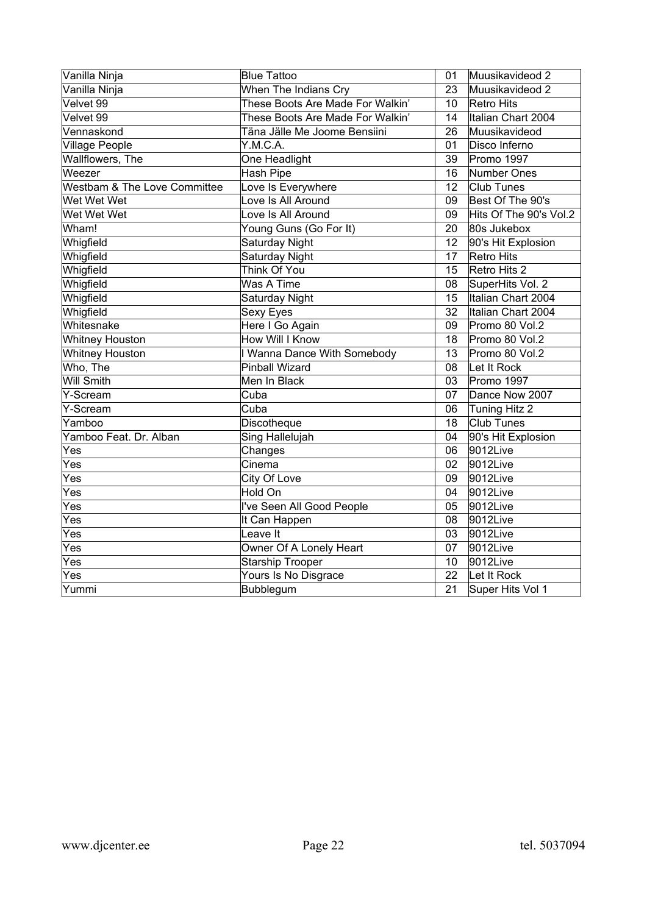| | | | |
|---|---|---|---|
| Vanilla Ninja | Blue Tattoo | 01 | Muusikavideod 2 |
| Vanilla Ninja | When The Indians Cry | 23 | Muusikavideod 2 |
| Velvet 99 | These Boots Are Made For Walkin' | 10 | Retro Hits |
| Velvet 99 | These Boots Are Made For Walkin' | 14 | Italian Chart 2004 |
| Vennaskond | Täna Jälle Me Joome Bensiini | 26 | Muusikavideod |
| Village People | Y.M.C.A. | 01 | Disco Inferno |
| Wallflowers, The | One Headlight | 39 | Promo 1997 |
| Weezer | Hash Pipe | 16 | Number Ones |
| Westbam & The Love Committee | Love Is Everywhere | 12 | Club Tunes |
| Wet Wet Wet | Love Is All Around | 09 | Best Of The 90's |
| Wet Wet Wet | Love Is All Around | 09 | Hits Of The 90's Vol.2 |
| Wham! | Young Guns (Go For It) | 20 | 80s Jukebox |
| Whigfield | Saturday Night | 12 | 90's Hit Explosion |
| Whigfield | Saturday Night | 17 | Retro Hits |
| Whigfield | Think Of You | 15 | Retro Hits 2 |
| Whigfield | Was A Time | 08 | SuperHits Vol. 2 |
| Whigfield | Saturday Night | 15 | Italian Chart 2004 |
| Whigfield | Sexy Eyes | 32 | Italian Chart 2004 |
| Whitesnake | Here I Go Again | 09 | Promo 80 Vol.2 |
| Whitney Houston | How Will I Know | 18 | Promo 80 Vol.2 |
| Whitney Houston | I Wanna Dance With Somebody | 13 | Promo 80 Vol.2 |
| Who, The | Pinball Wizard | 08 | Let It Rock |
| Will Smith | Men In Black | 03 | Promo 1997 |
| Y-Scream | Cuba | 07 | Dance Now 2007 |
| Y-Scream | Cuba | 06 | Tuning Hitz 2 |
| Yamboo | Discotheque | 18 | Club Tunes |
| Yamboo Feat. Dr. Alban | Sing Hallelujah | 04 | 90's Hit Explosion |
| Yes | Changes | 06 | 9012Live |
| Yes | Cinema | 02 | 9012Live |
| Yes | City Of Love | 09 | 9012Live |
| Yes | Hold On | 04 | 9012Live |
| Yes | I've Seen All Good People | 05 | 9012Live |
| Yes | It Can Happen | 08 | 9012Live |
| Yes | Leave It | 03 | 9012Live |
| Yes | Owner Of A Lonely Heart | 07 | 9012Live |
| Yes | Starship Trooper | 10 | 9012Live |
| Yes | Yours Is No Disgrace | 22 | Let It Rock |
| Yummi | Bubblegum | 21 | Super Hits Vol 1 |